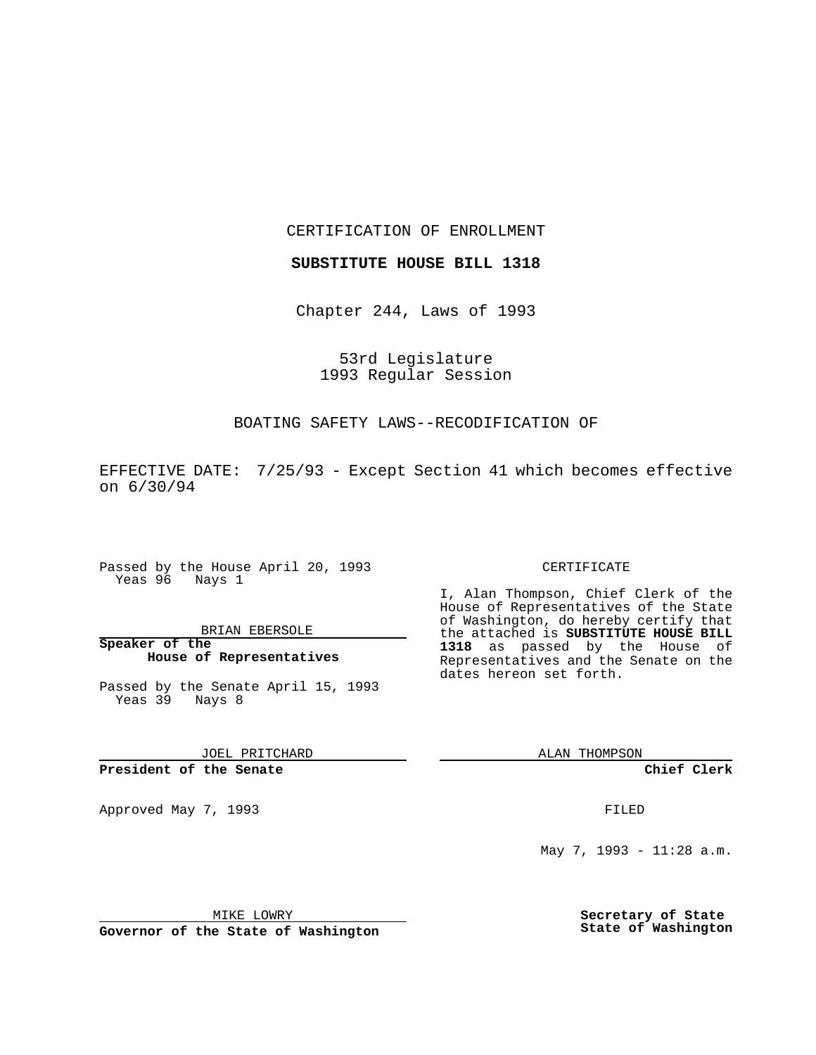CERTIFICATION OF ENROLLMENT

**SUBSTITUTE HOUSE BILL 1318**

Chapter 244, Laws of 1993

53rd Legislature
1993 Regular Session

BOATING SAFETY LAWS--RECODIFICATION OF

EFFECTIVE DATE: 7/25/93 - Except Section 41 which becomes effective on 6/30/94

Passed by the House April 20, 1993
Yeas 96 Nays 1

BRIAN EBERSOLE

**Speaker of the House of Representatives**

Passed by the Senate April 15, 1993
Yeas 39 Nays 8

JOEL PRITCHARD

**President of the Senate**

Approved May 7, 1993

MIKE LOWRY

**Governor of the State of Washington**

CERTIFICATE

I, Alan Thompson, Chief Clerk of the House of Representatives of the State of Washington, do hereby certify that the attached is **SUBSTITUTE HOUSE BILL 1318** as passed by the House of Representatives and the Senate on the dates hereon set forth.

ALAN THOMPSON

**Chief Clerk**

FILED

May 7, 1993 - 11:28 a.m.

**Secretary of State**
**State of Washington**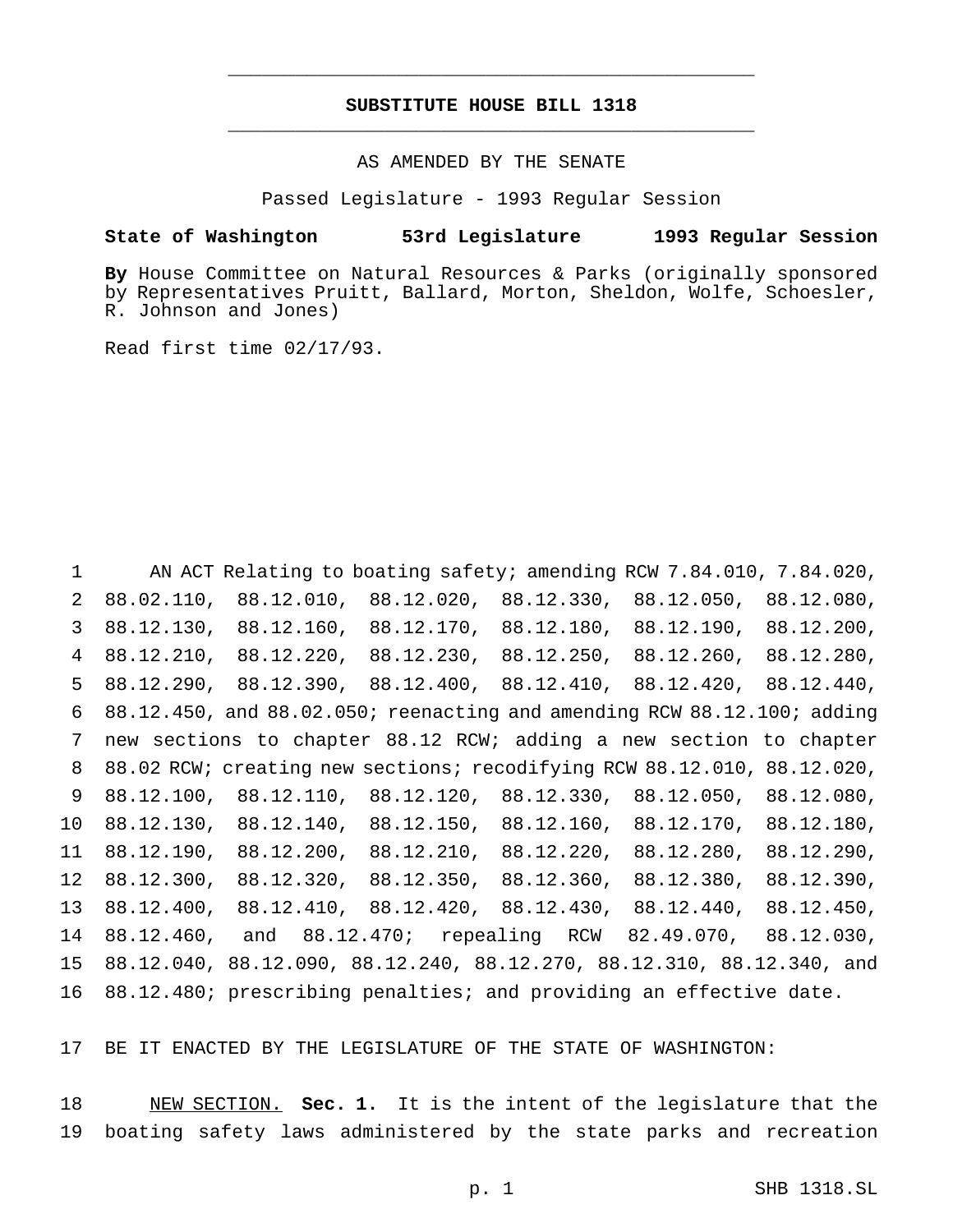**SUBSTITUTE HOUSE BILL 1318**

AS AMENDED BY THE SENATE

Passed Legislature - 1993 Regular Session

**State of Washington 53rd Legislature 1993 Regular Session**

**By** House Committee on Natural Resources & Parks (originally sponsored by Representatives Pruitt, Ballard, Morton, Sheldon, Wolfe, Schoesler, R. Johnson and Jones)

Read first time 02/17/93.

AN ACT Relating to boating safety; amending RCW 7.84.010, 7.84.020, 88.02.110, 88.12.010, 88.12.020, 88.12.330, 88.12.050, 88.12.080, 88.12.130, 88.12.160, 88.12.170, 88.12.180, 88.12.190, 88.12.200, 88.12.210, 88.12.220, 88.12.230, 88.12.250, 88.12.260, 88.12.280, 88.12.290, 88.12.390, 88.12.400, 88.12.410, 88.12.420, 88.12.440, 88.12.450, and 88.02.050; reenacting and amending RCW 88.12.100; adding new sections to chapter 88.12 RCW; adding a new section to chapter 88.02 RCW; creating new sections; recodifying RCW 88.12.010, 88.12.020, 88.12.100, 88.12.110, 88.12.120, 88.12.330, 88.12.050, 88.12.080, 88.12.130, 88.12.140, 88.12.150, 88.12.160, 88.12.170, 88.12.180, 88.12.190, 88.12.200, 88.12.210, 88.12.220, 88.12.280, 88.12.290, 88.12.300, 88.12.320, 88.12.350, 88.12.360, 88.12.380, 88.12.390, 88.12.400, 88.12.410, 88.12.420, 88.12.430, 88.12.440, 88.12.450, 88.12.460, and 88.12.470; repealing RCW 82.49.070, 88.12.030, 88.12.040, 88.12.090, 88.12.240, 88.12.270, 88.12.310, 88.12.340, and 88.12.480; prescribing penalties; and providing an effective date.

BE IT ENACTED BY THE LEGISLATURE OF THE STATE OF WASHINGTON:

NEW SECTION. **Sec. 1.** It is the intent of the legislature that the boating safety laws administered by the state parks and recreation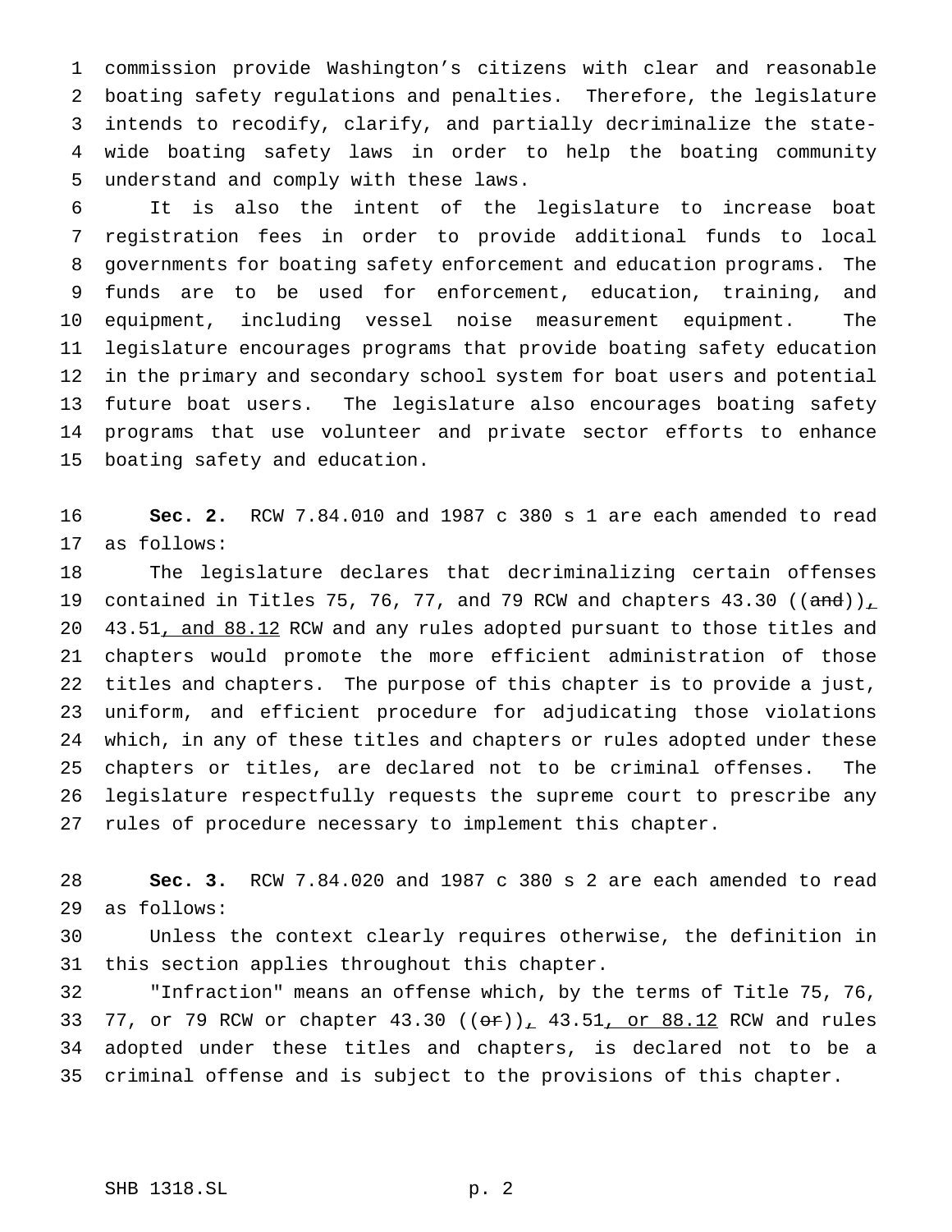commission provide Washington's citizens with clear and reasonable boating safety regulations and penalties. Therefore, the legislature intends to recodify, clarify, and partially decriminalize the state-wide boating safety laws in order to help the boating community understand and comply with these laws.

It is also the intent of the legislature to increase boat registration fees in order to provide additional funds to local governments for boating safety enforcement and education programs. The funds are to be used for enforcement, education, training, and equipment, including vessel noise measurement equipment. The legislature encourages programs that provide boating safety education in the primary and secondary school system for boat users and potential future boat users. The legislature also encourages boating safety programs that use volunteer and private sector efforts to enhance boating safety and education.

**Sec. 2.** RCW 7.84.010 and 1987 c 380 s 1 are each amended to read as follows:

The legislature declares that decriminalizing certain offenses contained in Titles 75, 76, 77, and 79 RCW and chapters 43.30 ((~~and~~)), 43.51, and 88.12 RCW and any rules adopted pursuant to those titles and chapters would promote the more efficient administration of those titles and chapters. The purpose of this chapter is to provide a just, uniform, and efficient procedure for adjudicating those violations which, in any of these titles and chapters or rules adopted under these chapters or titles, are declared not to be criminal offenses. The legislature respectfully requests the supreme court to prescribe any rules of procedure necessary to implement this chapter.

**Sec. 3.** RCW 7.84.020 and 1987 c 380 s 2 are each amended to read as follows:

Unless the context clearly requires otherwise, the definition in this section applies throughout this chapter.

"Infraction" means an offense which, by the terms of Title 75, 76, 77, or 79 RCW or chapter 43.30 ((~~or~~)), 43.51, or 88.12 RCW and rules adopted under these titles and chapters, is declared not to be a criminal offense and is subject to the provisions of this chapter.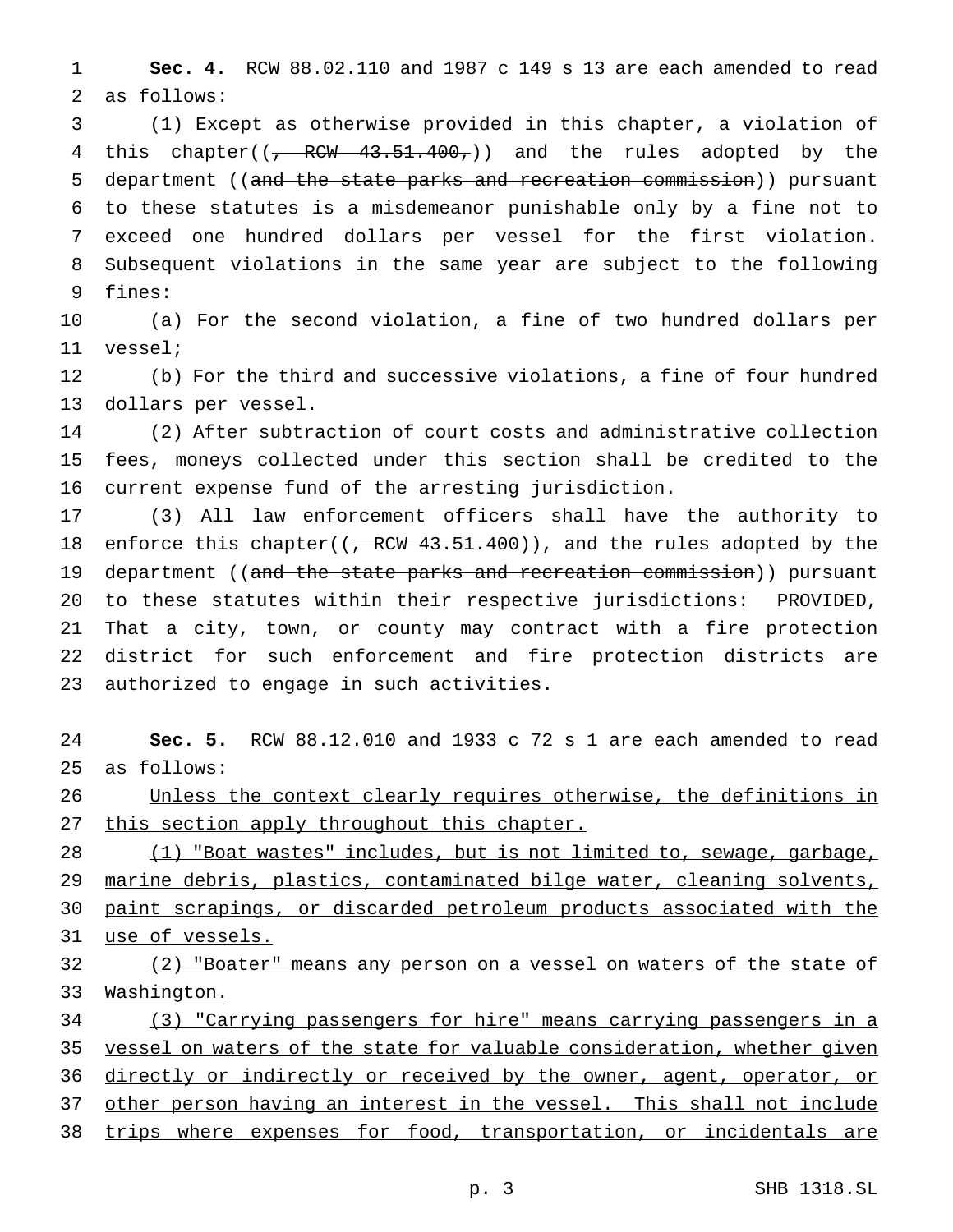**Sec. 4.** RCW 88.02.110 and 1987 c 149 s 13 are each amended to read as follows:

(1) Except as otherwise provided in this chapter, a violation of this chapter((~~, RCW 43.51.400,~~)) and the rules adopted by the department ((~~and the state parks and recreation commission~~)) pursuant to these statutes is a misdemeanor punishable only by a fine not to exceed one hundred dollars per vessel for the first violation. Subsequent violations in the same year are subject to the following fines:

(a) For the second violation, a fine of two hundred dollars per vessel;

(b) For the third and successive violations, a fine of four hundred dollars per vessel.

(2) After subtraction of court costs and administrative collection fees, moneys collected under this section shall be credited to the current expense fund of the arresting jurisdiction.

(3) All law enforcement officers shall have the authority to enforce this chapter((~~, RCW 43.51.400~~)), and the rules adopted by the department ((~~and the state parks and recreation commission~~)) pursuant to these statutes within their respective jurisdictions: PROVIDED, That a city, town, or county may contract with a fire protection district for such enforcement and fire protection districts are authorized to engage in such activities.

**Sec. 5.** RCW 88.12.010 and 1933 c 72 s 1 are each amended to read as follows:

<u>Unless the context clearly requires otherwise, the definitions in this section apply throughout this chapter.</u>

<u>(1) "Boat wastes" includes, but is not limited to, sewage, garbage, marine debris, plastics, contaminated bilge water, cleaning solvents, paint scrapings, or discarded petroleum products associated with the use of vessels.</u>

<u>(2) "Boater" means any person on a vessel on waters of the state of Washington.</u>

<u>(3) "Carrying passengers for hire" means carrying passengers in a vessel on waters of the state for valuable consideration, whether given directly or indirectly or received by the owner, agent, operator, or other person having an interest in the vessel. This shall not include trips where expenses for food, transportation, or incidentals are</u>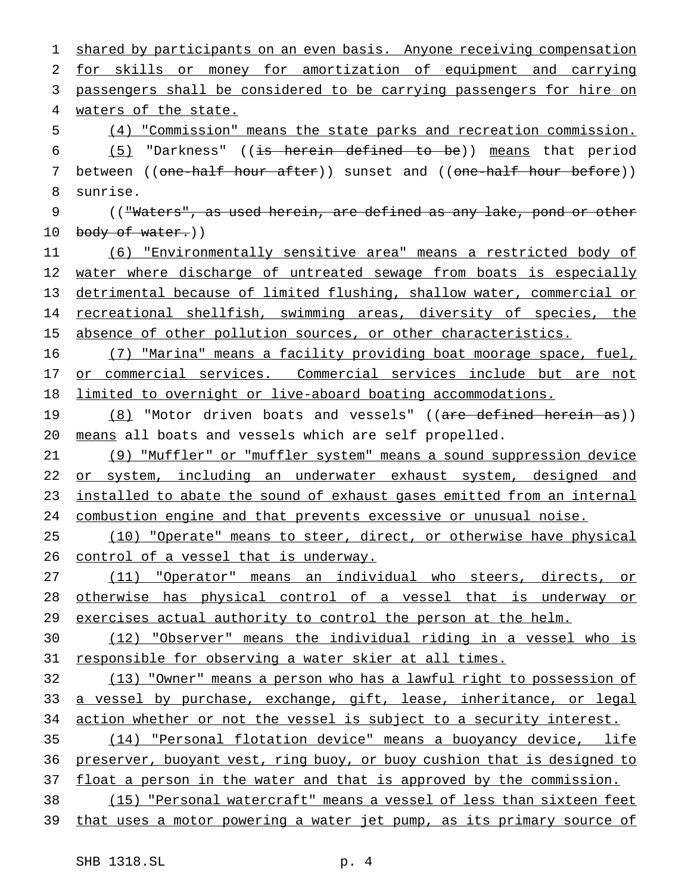shared by participants on an even basis. Anyone receiving compensation for skills or money for amortization of equipment and carrying passengers shall be considered to be carrying passengers for hire on waters of the state.

(4) "Commission" means the state parks and recreation commission.

(5) "Darkness" ((~~is herein defined to be~~)) means that period between ((~~one-half hour after~~)) sunset and ((~~one-half hour before~~)) sunrise.

((~~"Waters", as used herein, are defined as any lake, pond or other body of water.~~))

(6) "Environmentally sensitive area" means a restricted body of water where discharge of untreated sewage from boats is especially detrimental because of limited flushing, shallow water, commercial or recreational shellfish, swimming areas, diversity of species, the absence of other pollution sources, or other characteristics.

(7) "Marina" means a facility providing boat moorage space, fuel, or commercial services. Commercial services include but are not limited to overnight or live-aboard boating accommodations.

(8) "Motor driven boats and vessels" ((~~are defined herein as~~)) means all boats and vessels which are self propelled.

(9) "Muffler" or "muffler system" means a sound suppression device or system, including an underwater exhaust system, designed and installed to abate the sound of exhaust gases emitted from an internal combustion engine and that prevents excessive or unusual noise.

(10) "Operate" means to steer, direct, or otherwise have physical control of a vessel that is underway.

(11) "Operator" means an individual who steers, directs, or otherwise has physical control of a vessel that is underway or exercises actual authority to control the person at the helm.

(12) "Observer" means the individual riding in a vessel who is responsible for observing a water skier at all times.

(13) "Owner" means a person who has a lawful right to possession of a vessel by purchase, exchange, gift, lease, inheritance, or legal action whether or not the vessel is subject to a security interest.

(14) "Personal flotation device" means a buoyancy device, life preserver, buoyant vest, ring buoy, or buoy cushion that is designed to float a person in the water and that is approved by the commission.

(15) "Personal watercraft" means a vessel of less than sixteen feet that uses a motor powering a water jet pump, as its primary source of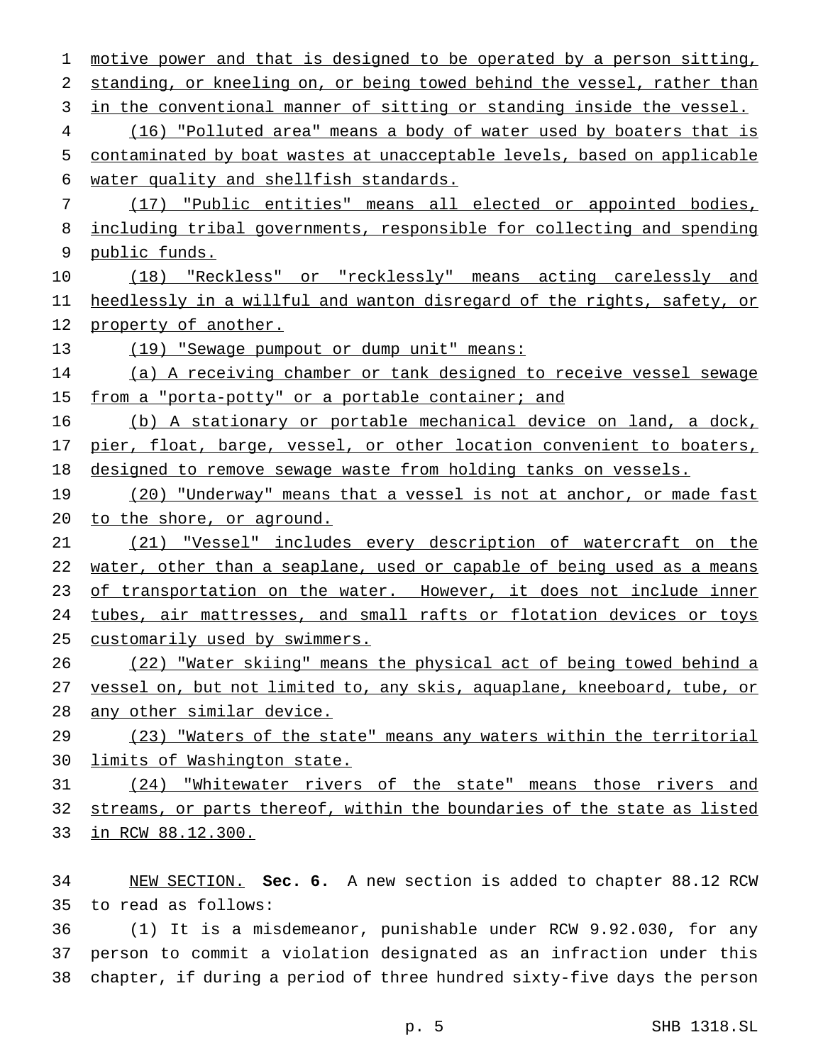motive power and that is designed to be operated by a person sitting, standing, or kneeling on, or being towed behind the vessel, rather than in the conventional manner of sitting or standing inside the vessel.

(16) "Polluted area" means a body of water used by boaters that is contaminated by boat wastes at unacceptable levels, based on applicable water quality and shellfish standards.

(17) "Public entities" means all elected or appointed bodies, including tribal governments, responsible for collecting and spending public funds.

(18) "Reckless" or "recklessly" means acting carelessly and heedlessly in a willful and wanton disregard of the rights, safety, or property of another.

(19) "Sewage pumpout or dump unit" means:

(a) A receiving chamber or tank designed to receive vessel sewage from a "porta-potty" or a portable container; and

(b) A stationary or portable mechanical device on land, a dock, pier, float, barge, vessel, or other location convenient to boaters, designed to remove sewage waste from holding tanks on vessels.

(20) "Underway" means that a vessel is not at anchor, or made fast to the shore, or aground.

(21) "Vessel" includes every description of watercraft on the water, other than a seaplane, used or capable of being used as a means of transportation on the water. However, it does not include inner tubes, air mattresses, and small rafts or flotation devices or toys customarily used by swimmers.

(22) "Water skiing" means the physical act of being towed behind a vessel on, but not limited to, any skis, aquaplane, kneeboard, tube, or any other similar device.

(23) "Waters of the state" means any waters within the territorial limits of Washington state.

(24) "Whitewater rivers of the state" means those rivers and streams, or parts thereof, within the boundaries of the state as listed in RCW 88.12.300.

NEW SECTION. **Sec. 6.** A new section is added to chapter 88.12 RCW to read as follows:

(1) It is a misdemeanor, punishable under RCW 9.92.030, for any person to commit a violation designated as an infraction under this chapter, if during a period of three hundred sixty-five days the person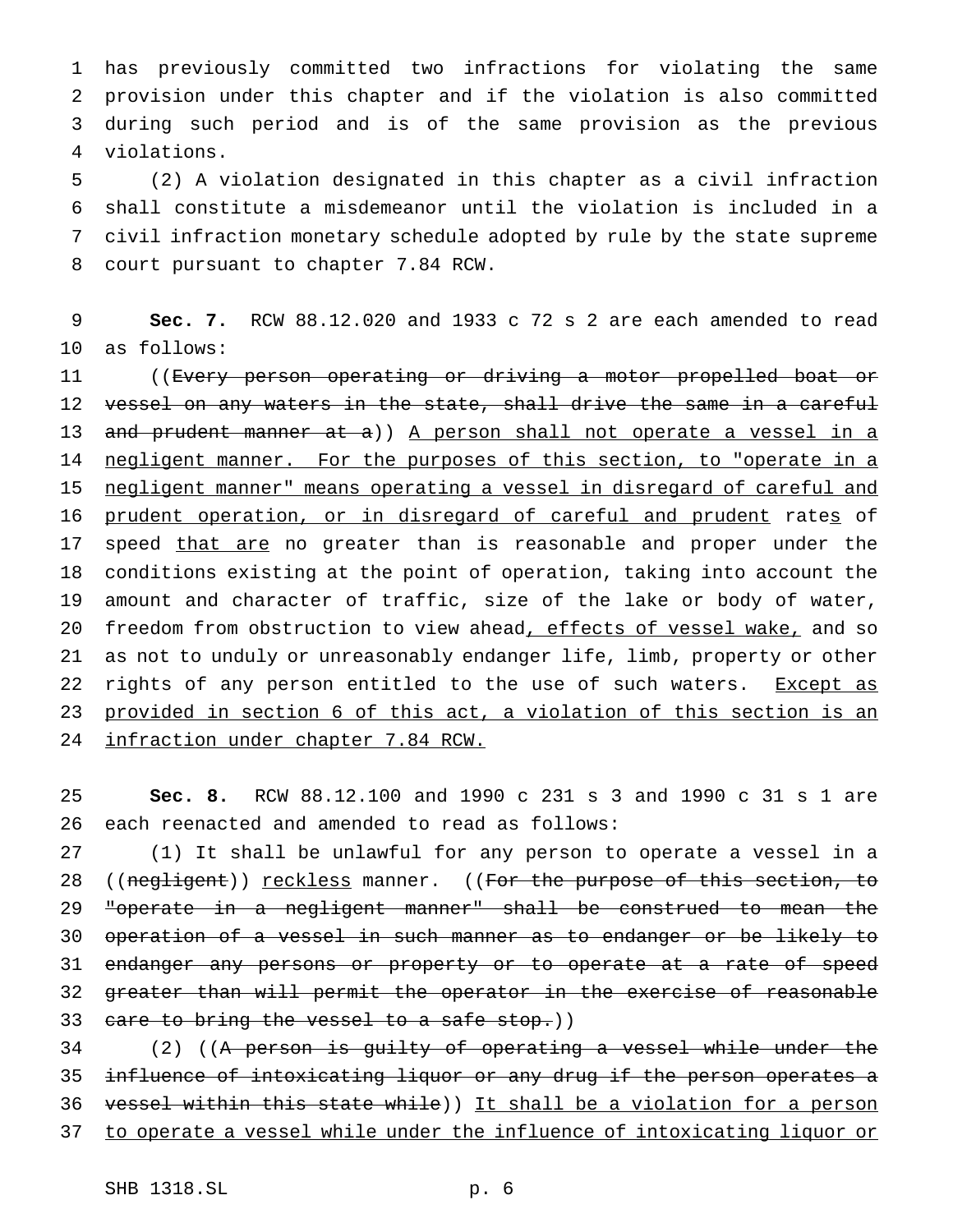has previously committed two infractions for violating the same provision under this chapter and if the violation is also committed during such period and is of the same provision as the previous violations.

(2) A violation designated in this chapter as a civil infraction shall constitute a misdemeanor until the violation is included in a civil infraction monetary schedule adopted by rule by the state supreme court pursuant to chapter 7.84 RCW.

**Sec. 7.** RCW 88.12.020 and 1933 c 72 s 2 are each amended to read as follows:

((~~Every person operating or driving a motor propelled boat or vessel on any waters in the state, shall drive the same in a careful and prudent manner at a~~)) A person shall not operate a vessel in a negligent manner. For the purposes of this section, to "operate in a negligent manner" means operating a vessel in disregard of careful and prudent operation, or in disregard of careful and prudent rates of speed that are no greater than is reasonable and proper under the conditions existing at the point of operation, taking into account the amount and character of traffic, size of the lake or body of water, freedom from obstruction to view ahead, effects of vessel wake, and so as not to unduly or unreasonably endanger life, limb, property or other rights of any person entitled to the use of such waters. Except as provided in section 6 of this act, a violation of this section is an infraction under chapter 7.84 RCW.

**Sec. 8.** RCW 88.12.100 and 1990 c 231 s 3 and 1990 c 31 s 1 are each reenacted and amended to read as follows:

(1) It shall be unlawful for any person to operate a vessel in a ((~~negligent~~)) reckless manner. ((~~For the purpose of this section, to "operate in a negligent manner" shall be construed to mean the operation of a vessel in such manner as to endanger or be likely to endanger any persons or property or to operate at a rate of speed greater than will permit the operator in the exercise of reasonable care to bring the vessel to a safe stop.~~))

(2) ((~~A person is guilty of operating a vessel while under the influence of intoxicating liquor or any drug if the person operates a vessel within this state while~~)) It shall be a violation for a person to operate a vessel while under the influence of intoxicating liquor or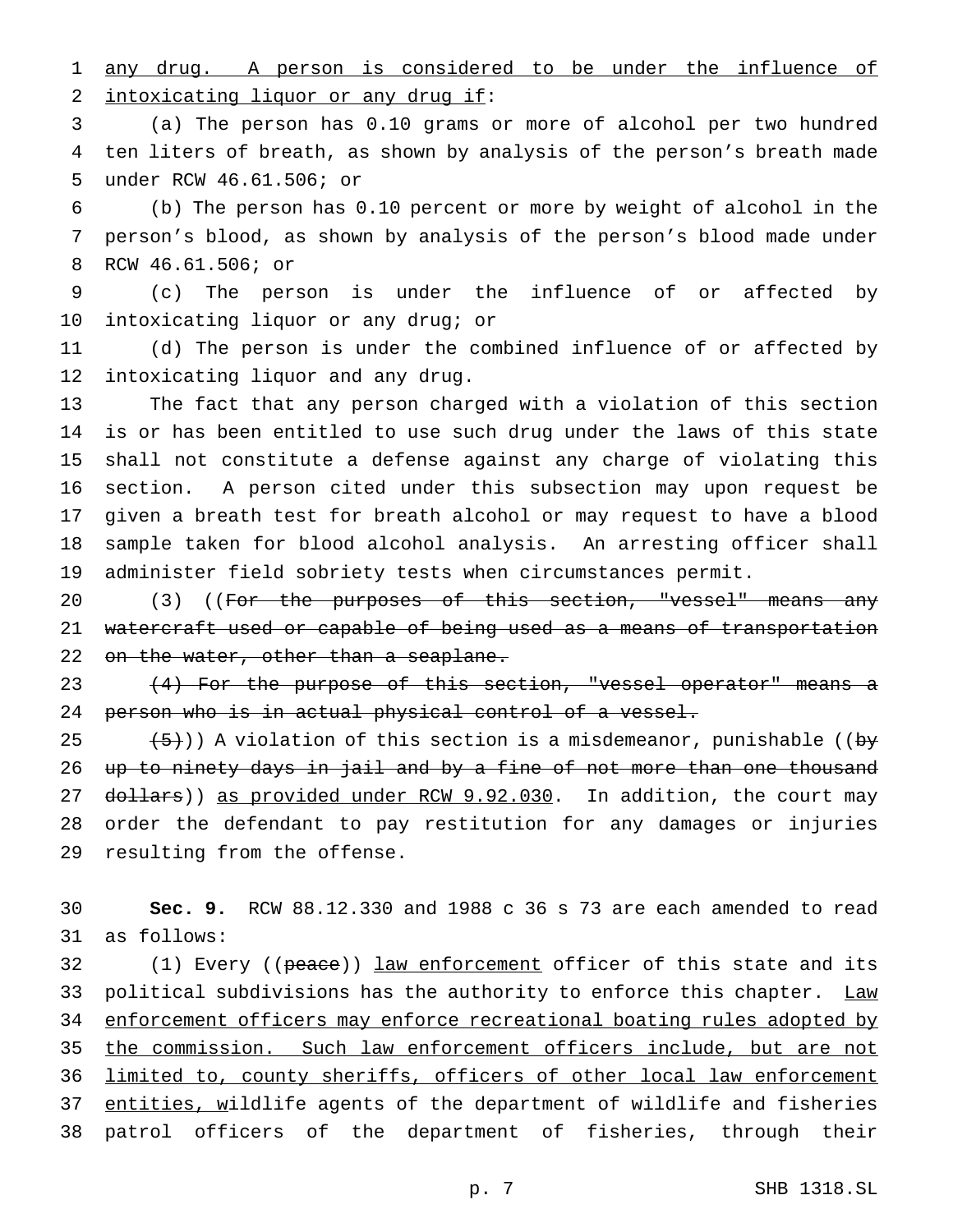any drug. A person is considered to be under the influence of intoxicating liquor or any drug if:

(a) The person has 0.10 grams or more of alcohol per two hundred ten liters of breath, as shown by analysis of the person's breath made under RCW 46.61.506; or

(b) The person has 0.10 percent or more by weight of alcohol in the person's blood, as shown by analysis of the person's blood made under RCW 46.61.506; or

(c) The person is under the influence of or affected by intoxicating liquor or any drug; or

(d) The person is under the combined influence of or affected by intoxicating liquor and any drug.

The fact that any person charged with a violation of this section is or has been entitled to use such drug under the laws of this state shall not constitute a defense against any charge of violating this section. A person cited under this subsection may upon request be given a breath test for breath alcohol or may request to have a blood sample taken for blood alcohol analysis. An arresting officer shall administer field sobriety tests when circumstances permit.

(3) ((~~For the purposes of this section, "vessel" means any watercraft used or capable of being used as a means of transportation on the water, other than a seaplane.~~

~~(4) For the purpose of this section, "vessel operator" means a person who is in actual physical control of a vessel.~~

~~(5)~~)) A violation of this section is a misdemeanor, punishable ((~~by up to ninety days in jail and by a fine of not more than one thousand dollars~~)) as provided under RCW 9.92.030. In addition, the court may order the defendant to pay restitution for any damages or injuries resulting from the offense.

**Sec. 9.** RCW 88.12.330 and 1988 c 36 s 73 are each amended to read as follows:

(1) Every ((~~peace~~)) law enforcement officer of this state and its political subdivisions has the authority to enforce this chapter. Law enforcement officers may enforce recreational boating rules adopted by the commission. Such law enforcement officers include, but are not limited to, county sheriffs, officers of other local law enforcement entities, wildlife agents of the department of wildlife and fisheries patrol officers of the department of fisheries, through their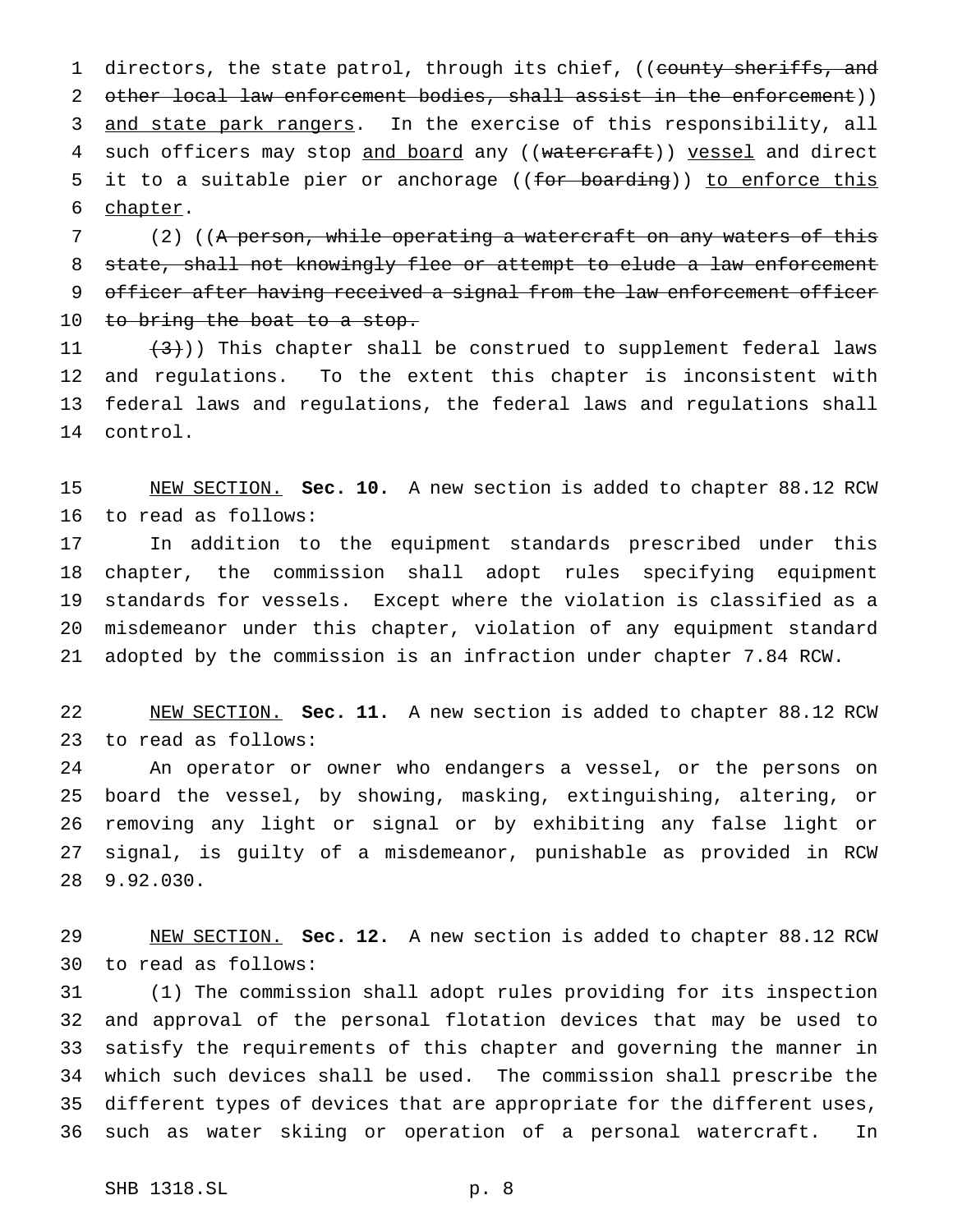directors, the state patrol, through its chief, ((~~county sheriffs, and other local law enforcement bodies, shall assist in the enforcement~~)) <u>and state park rangers</u>. In the exercise of this responsibility, all such officers may stop <u>and board</u> any ((~~watercraft~~)) <u>vessel</u> and direct it to a suitable pier or anchorage ((~~for boarding~~)) <u>to enforce this chapter</u>.

(2) ((~~A person, while operating a watercraft on any waters of this state, shall not knowingly flee or attempt to elude a law enforcement officer after having received a signal from the law enforcement officer to bring the boat to a stop.~~

~~(3)~~)) This chapter shall be construed to supplement federal laws and regulations. To the extent this chapter is inconsistent with federal laws and regulations, the federal laws and regulations shall control.

<u>NEW SECTION.</u> **Sec. 10.** A new section is added to chapter 88.12 RCW to read as follows:

In addition to the equipment standards prescribed under this chapter, the commission shall adopt rules specifying equipment standards for vessels. Except where the violation is classified as a misdemeanor under this chapter, violation of any equipment standard adopted by the commission is an infraction under chapter 7.84 RCW.

<u>NEW SECTION.</u> **Sec. 11.** A new section is added to chapter 88.12 RCW to read as follows:

An operator or owner who endangers a vessel, or the persons on board the vessel, by showing, masking, extinguishing, altering, or removing any light or signal or by exhibiting any false light or signal, is guilty of a misdemeanor, punishable as provided in RCW 9.92.030.

<u>NEW SECTION.</u> **Sec. 12.** A new section is added to chapter 88.12 RCW to read as follows:

(1) The commission shall adopt rules providing for its inspection and approval of the personal flotation devices that may be used to satisfy the requirements of this chapter and governing the manner in which such devices shall be used. The commission shall prescribe the different types of devices that are appropriate for the different uses, such as water skiing or operation of a personal watercraft. In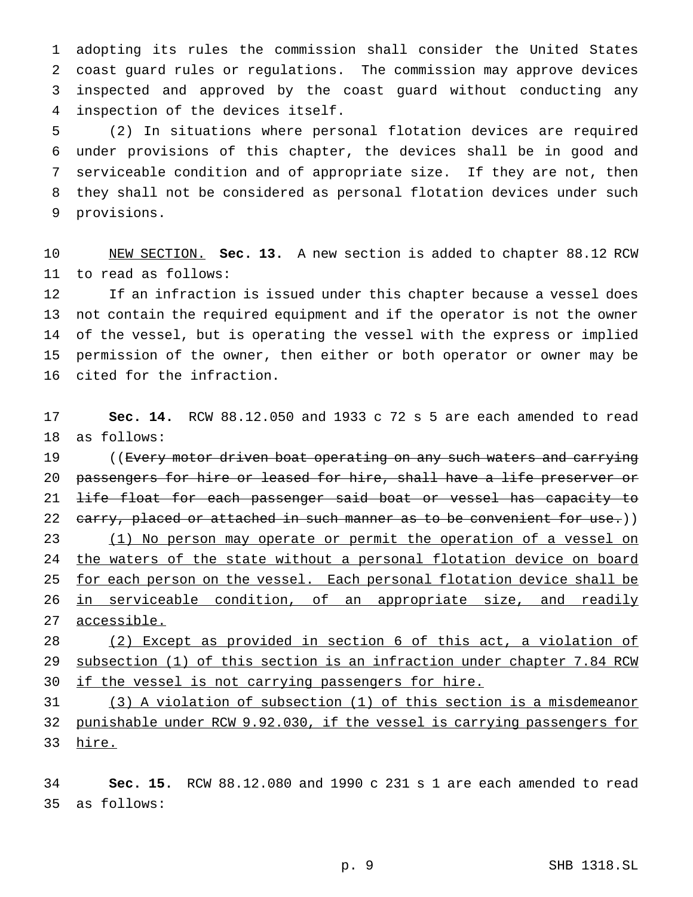adopting its rules the commission shall consider the United States coast guard rules or regulations. The commission may approve devices inspected and approved by the coast guard without conducting any inspection of the devices itself.

(2) In situations where personal flotation devices are required under provisions of this chapter, the devices shall be in good and serviceable condition and of appropriate size. If they are not, then they shall not be considered as personal flotation devices under such provisions.

NEW SECTION. **Sec. 13.** A new section is added to chapter 88.12 RCW to read as follows:

If an infraction is issued under this chapter because a vessel does not contain the required equipment and if the operator is not the owner of the vessel, but is operating the vessel with the express or implied permission of the owner, then either or both operator or owner may be cited for the infraction.

**Sec. 14.** RCW 88.12.050 and 1933 c 72 s 5 are each amended to read as follows:

((~~Every motor driven boat operating on any such waters and carrying passengers for hire or leased for hire, shall have a life preserver or life float for each passenger said boat or vessel has capacity to carry, placed or attached in such manner as to be convenient for use.~~)) (1) No person may operate or permit the operation of a vessel on the waters of the state without a personal flotation device on board for each person on the vessel. Each personal flotation device shall be in serviceable condition, of an appropriate size, and readily accessible.

(2) Except as provided in section 6 of this act, a violation of subsection (1) of this section is an infraction under chapter 7.84 RCW if the vessel is not carrying passengers for hire.

(3) A violation of subsection (1) of this section is a misdemeanor punishable under RCW 9.92.030, if the vessel is carrying passengers for hire.

**Sec. 15.** RCW 88.12.080 and 1990 c 231 s 1 are each amended to read as follows: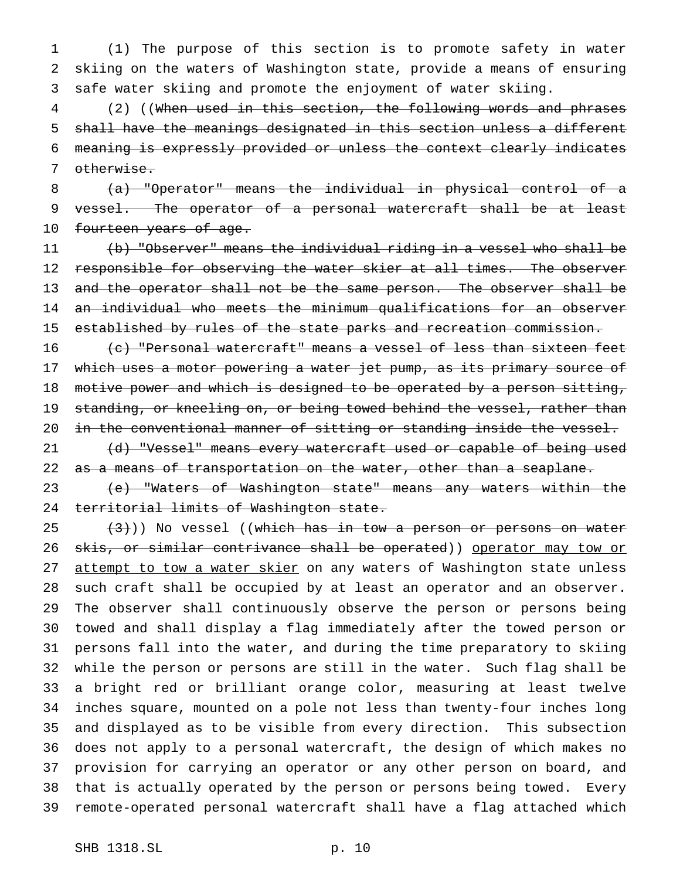(1) The purpose of this section is to promote safety in water skiing on the waters of Washington state, provide a means of ensuring safe water skiing and promote the enjoyment of water skiing.

(2) ((~~When used in this section, the following words and phrases shall have the meanings designated in this section unless a different meaning is expressly provided or unless the context clearly indicates otherwise.~~

~~(a) "Operator" means the individual in physical control of a vessel. The operator of a personal watercraft shall be at least fourteen years of age.~~

~~(b) "Observer" means the individual riding in a vessel who shall be responsible for observing the water skier at all times. The observer and the operator shall not be the same person. The observer shall be an individual who meets the minimum qualifications for an observer established by rules of the state parks and recreation commission.~~

~~(c) "Personal watercraft" means a vessel of less than sixteen feet which uses a motor powering a water jet pump, as its primary source of motive power and which is designed to be operated by a person sitting, standing, or kneeling on, or being towed behind the vessel, rather than in the conventional manner of sitting or standing inside the vessel.~~

~~(d) "Vessel" means every watercraft used or capable of being used as a means of transportation on the water, other than a seaplane.~~

~~(e) "Waters of Washington state" means any waters within the territorial limits of Washington state.~~

~~(3)~~)) No vessel ((~~which has in tow a person or persons on water skis, or similar contrivance shall be operated~~)) <u>operator may tow or attempt to tow a water skier</u> on any waters of Washington state unless such craft shall be occupied by at least an operator and an observer. The observer shall continuously observe the person or persons being towed and shall display a flag immediately after the towed person or persons fall into the water, and during the time preparatory to skiing while the person or persons are still in the water. Such flag shall be a bright red or brilliant orange color, measuring at least twelve inches square, mounted on a pole not less than twenty-four inches long and displayed as to be visible from every direction. This subsection does not apply to a personal watercraft, the design of which makes no provision for carrying an operator or any other person on board, and that is actually operated by the person or persons being towed. Every remote-operated personal watercraft shall have a flag attached which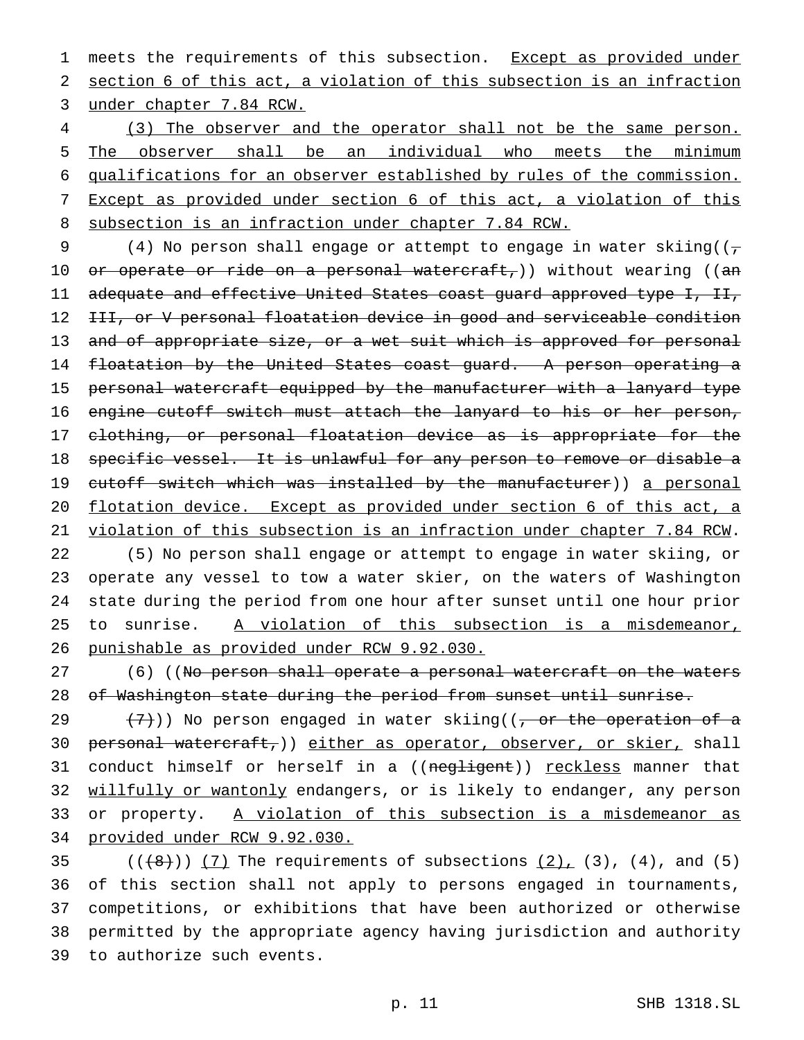meets the requirements of this subsection. Except as provided under section 6 of this act, a violation of this subsection is an infraction under chapter 7.84 RCW.

(3) The observer and the operator shall not be the same person. The observer shall be an individual who meets the minimum qualifications for an observer established by rules of the commission. Except as provided under section 6 of this act, a violation of this subsection is an infraction under chapter 7.84 RCW.

(4) No person shall engage or attempt to engage in water skiing((, or operate or ride on a personal watercraft,)) without wearing ((an adequate and effective United States coast guard approved type I, II, III, or V personal floatation device in good and serviceable condition and of appropriate size, or a wet suit which is approved for personal floatation by the United States coast guard. A person operating a personal watercraft equipped by the manufacturer with a lanyard type engine cutoff switch must attach the lanyard to his or her person, clothing, or personal floatation device as is appropriate for the specific vessel. It is unlawful for any person to remove or disable a cutoff switch which was installed by the manufacturer)) a personal flotation device. Except as provided under section 6 of this act, a violation of this subsection is an infraction under chapter 7.84 RCW.

(5) No person shall engage or attempt to engage in water skiing, or operate any vessel to tow a water skier, on the waters of Washington state during the period from one hour after sunset until one hour prior to sunrise. A violation of this subsection is a misdemeanor, punishable as provided under RCW 9.92.030.

(6) ((No person shall operate a personal watercraft on the waters of Washington state during the period from sunset until sunrise.

(7))) No person engaged in water skiing((, or the operation of a personal watercraft,)) either as operator, observer, or skier, shall conduct himself or herself in a ((negligent)) reckless manner that willfully or wantonly endangers, or is likely to endanger, any person or property. A violation of this subsection is a misdemeanor as provided under RCW 9.92.030.

(((8))) (7) The requirements of subsections (2), (3), (4), and (5) of this section shall not apply to persons engaged in tournaments, competitions, or exhibitions that have been authorized or otherwise permitted by the appropriate agency having jurisdiction and authority to authorize such events.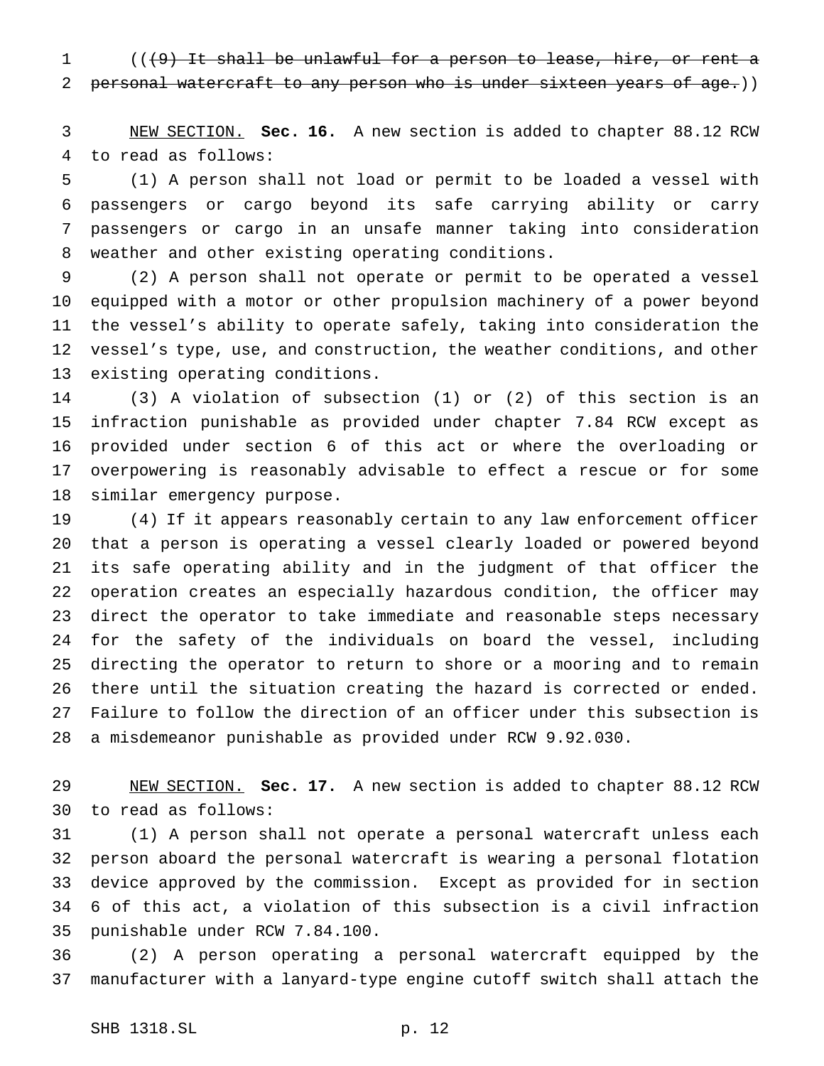(( ~~(9) It shall be unlawful for a person to lease, hire, or rent a personal watercraft to any person who is under sixteen years of age.~~ ))

NEW SECTION. **Sec. 16.** A new section is added to chapter 88.12 RCW to read as follows:

(1) A person shall not load or permit to be loaded a vessel with passengers or cargo beyond its safe carrying ability or carry passengers or cargo in an unsafe manner taking into consideration weather and other existing operating conditions.

(2) A person shall not operate or permit to be operated a vessel equipped with a motor or other propulsion machinery of a power beyond the vessel's ability to operate safely, taking into consideration the vessel's type, use, and construction, the weather conditions, and other existing operating conditions.

(3) A violation of subsection (1) or (2) of this section is an infraction punishable as provided under chapter 7.84 RCW except as provided under section 6 of this act or where the overloading or overpowering is reasonably advisable to effect a rescue or for some similar emergency purpose.

(4) If it appears reasonably certain to any law enforcement officer that a person is operating a vessel clearly loaded or powered beyond its safe operating ability and in the judgment of that officer the operation creates an especially hazardous condition, the officer may direct the operator to take immediate and reasonable steps necessary for the safety of the individuals on board the vessel, including directing the operator to return to shore or a mooring and to remain there until the situation creating the hazard is corrected or ended. Failure to follow the direction of an officer under this subsection is a misdemeanor punishable as provided under RCW 9.92.030.

NEW SECTION. **Sec. 17.** A new section is added to chapter 88.12 RCW to read as follows:

(1) A person shall not operate a personal watercraft unless each person aboard the personal watercraft is wearing a personal flotation device approved by the commission. Except as provided for in section 6 of this act, a violation of this subsection is a civil infraction punishable under RCW 7.84.100.

(2) A person operating a personal watercraft equipped by the manufacturer with a lanyard-type engine cutoff switch shall attach the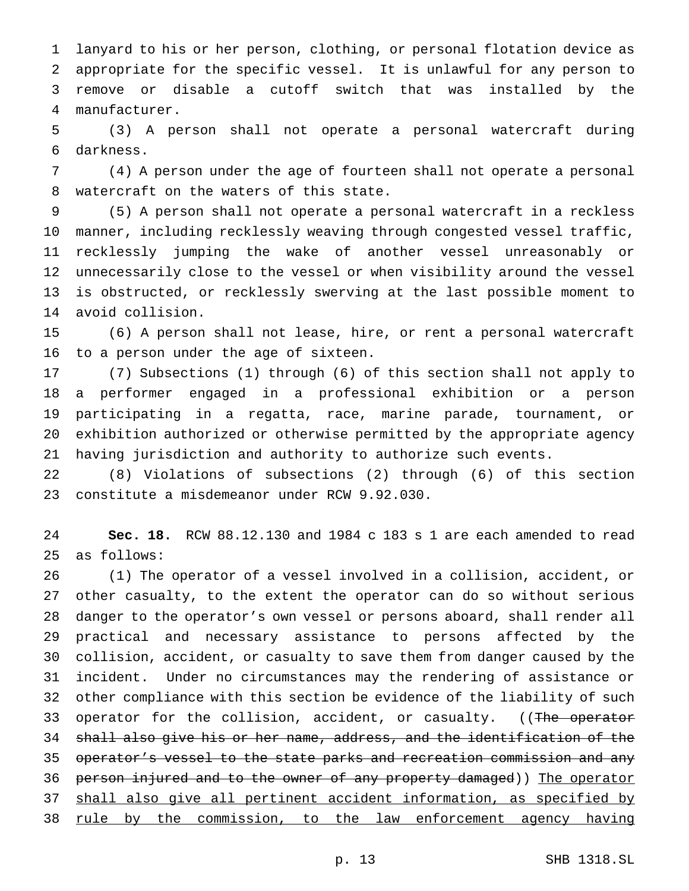lanyard to his or her person, clothing, or personal flotation device as appropriate for the specific vessel. It is unlawful for any person to remove or disable a cutoff switch that was installed by the manufacturer.

(3) A person shall not operate a personal watercraft during darkness.

(4) A person under the age of fourteen shall not operate a personal watercraft on the waters of this state.

(5) A person shall not operate a personal watercraft in a reckless manner, including recklessly weaving through congested vessel traffic, recklessly jumping the wake of another vessel unreasonably or unnecessarily close to the vessel or when visibility around the vessel is obstructed, or recklessly swerving at the last possible moment to avoid collision.

(6) A person shall not lease, hire, or rent a personal watercraft to a person under the age of sixteen.

(7) Subsections (1) through (6) of this section shall not apply to a performer engaged in a professional exhibition or a person participating in a regatta, race, marine parade, tournament, or exhibition authorized or otherwise permitted by the appropriate agency having jurisdiction and authority to authorize such events.

(8) Violations of subsections (2) through (6) of this section constitute a misdemeanor under RCW 9.92.030.

**Sec. 18.** RCW 88.12.130 and 1984 c 183 s 1 are each amended to read as follows:

(1) The operator of a vessel involved in a collision, accident, or other casualty, to the extent the operator can do so without serious danger to the operator's own vessel or persons aboard, shall render all practical and necessary assistance to persons affected by the collision, accident, or casualty to save them from danger caused by the incident. Under no circumstances may the rendering of assistance or other compliance with this section be evidence of the liability of such operator for the collision, accident, or casualty. ((~~The operator shall also give his or her name, address, and the identification of the operator's vessel to the state parks and recreation commission and any person injured and to the owner of any property damaged~~)) <u>The operator shall also give all pertinent accident information, as specified by rule by the commission, to the law enforcement agency having</u>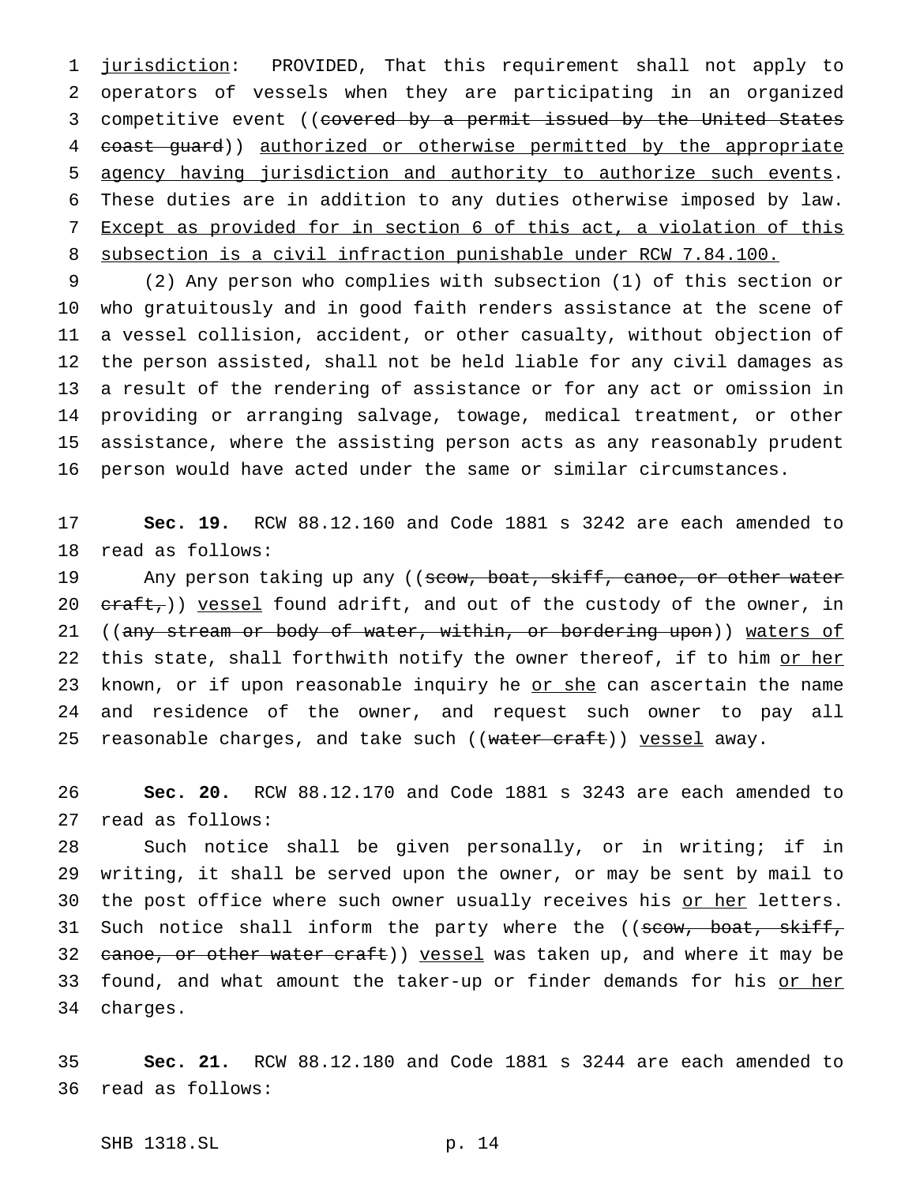jurisdiction: PROVIDED, That this requirement shall not apply to operators of vessels when they are participating in an organized competitive event ((~~covered by a permit issued by the United States coast guard~~)) authorized or otherwise permitted by the appropriate agency having jurisdiction and authority to authorize such events. These duties are in addition to any duties otherwise imposed by law. Except as provided for in section 6 of this act, a violation of this subsection is a civil infraction punishable under RCW 7.84.100.

(2) Any person who complies with subsection (1) of this section or who gratuitously and in good faith renders assistance at the scene of a vessel collision, accident, or other casualty, without objection of the person assisted, shall not be held liable for any civil damages as a result of the rendering of assistance or for any act or omission in providing or arranging salvage, towage, medical treatment, or other assistance, where the assisting person acts as any reasonably prudent person would have acted under the same or similar circumstances.

**Sec. 19.** RCW 88.12.160 and Code 1881 s 3242 are each amended to read as follows:

Any person taking up any ((~~scow, boat, skiff, canoe, or other water craft,~~)) vessel found adrift, and out of the custody of the owner, in ((~~any stream or body of water, within, or bordering upon~~)) waters of this state, shall forthwith notify the owner thereof, if to him or her known, or if upon reasonable inquiry he or she can ascertain the name and residence of the owner, and request such owner to pay all reasonable charges, and take such ((~~water craft~~)) vessel away.

**Sec. 20.** RCW 88.12.170 and Code 1881 s 3243 are each amended to read as follows:

Such notice shall be given personally, or in writing; if in writing, it shall be served upon the owner, or may be sent by mail to the post office where such owner usually receives his or her letters. Such notice shall inform the party where the ((~~scow, boat, skiff, canoe, or other water craft~~)) vessel was taken up, and where it may be found, and what amount the taker-up or finder demands for his or her charges.

**Sec. 21.** RCW 88.12.180 and Code 1881 s 3244 are each amended to read as follows: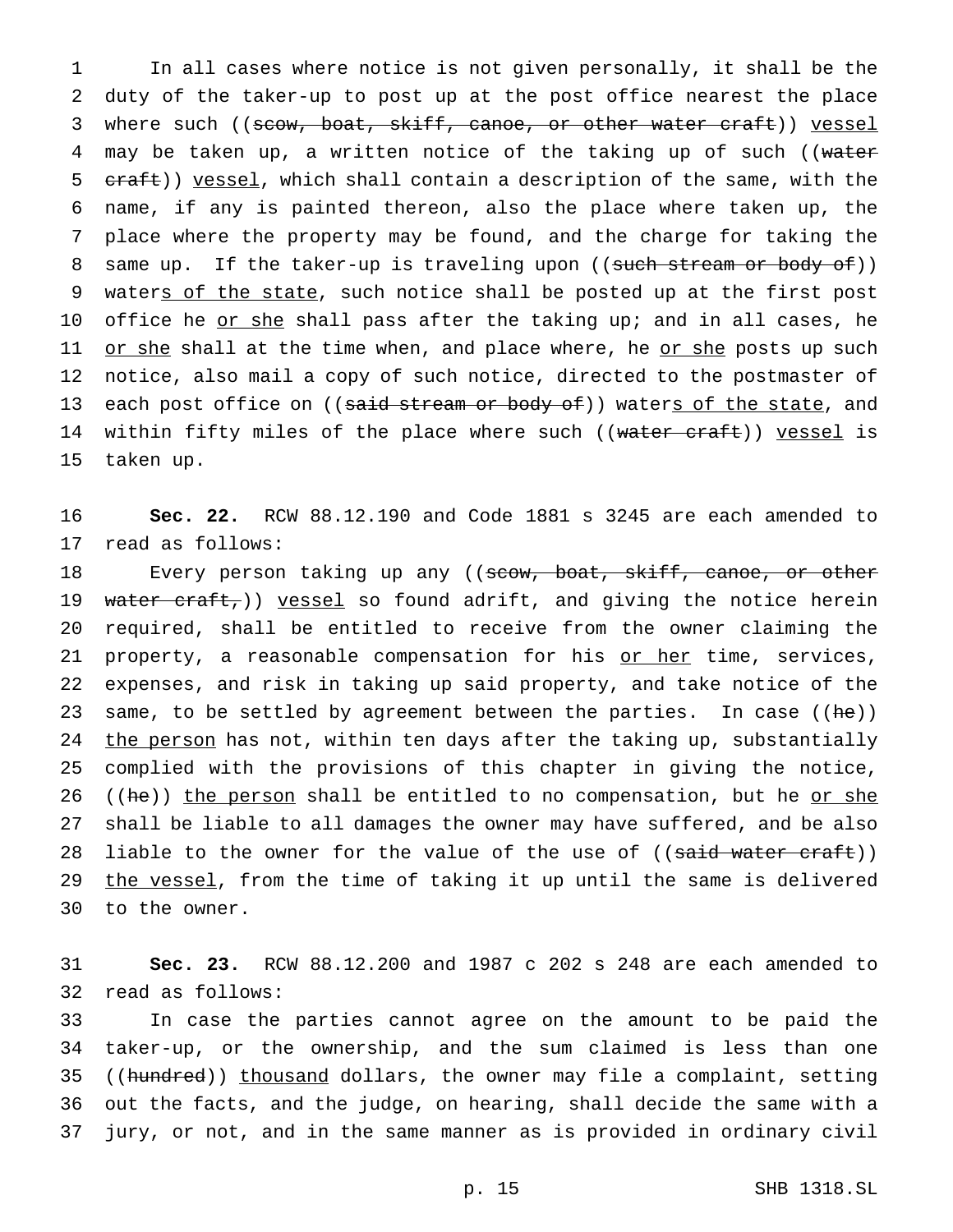In all cases where notice is not given personally, it shall be the duty of the taker-up to post up at the post office nearest the place where such ((~~scow, boat, skiff, canoe, or other water craft~~)) vessel may be taken up, a written notice of the taking up of such ((~~water craft~~)) vessel, which shall contain a description of the same, with the name, if any is painted thereon, also the place where taken up, the place where the property may be found, and the charge for taking the same up. If the taker-up is traveling upon ((~~such stream or body of~~)) waters of the state, such notice shall be posted up at the first post office he or she shall pass after the taking up; and in all cases, he or she shall at the time when, and place where, he or she posts up such notice, also mail a copy of such notice, directed to the postmaster of each post office on ((~~said stream or body of~~)) waters of the state, and within fifty miles of the place where such ((~~water craft~~)) vessel is taken up.

**Sec. 22.** RCW 88.12.190 and Code 1881 s 3245 are each amended to read as follows:

Every person taking up any ((~~scow, boat, skiff, canoe, or other water craft,~~)) vessel so found adrift, and giving the notice herein required, shall be entitled to receive from the owner claiming the property, a reasonable compensation for his or her time, services, expenses, and risk in taking up said property, and take notice of the same, to be settled by agreement between the parties. In case ((~~he~~)) the person has not, within ten days after the taking up, substantially complied with the provisions of this chapter in giving the notice, ((~~he~~)) the person shall be entitled to no compensation, but he or she shall be liable to all damages the owner may have suffered, and be also liable to the owner for the value of the use of ((~~said water craft~~)) the vessel, from the time of taking it up until the same is delivered to the owner.

**Sec. 23.** RCW 88.12.200 and 1987 c 202 s 248 are each amended to read as follows:

In case the parties cannot agree on the amount to be paid the taker-up, or the ownership, and the sum claimed is less than one ((~~hundred~~)) thousand dollars, the owner may file a complaint, setting out the facts, and the judge, on hearing, shall decide the same with a jury, or not, and in the same manner as is provided in ordinary civil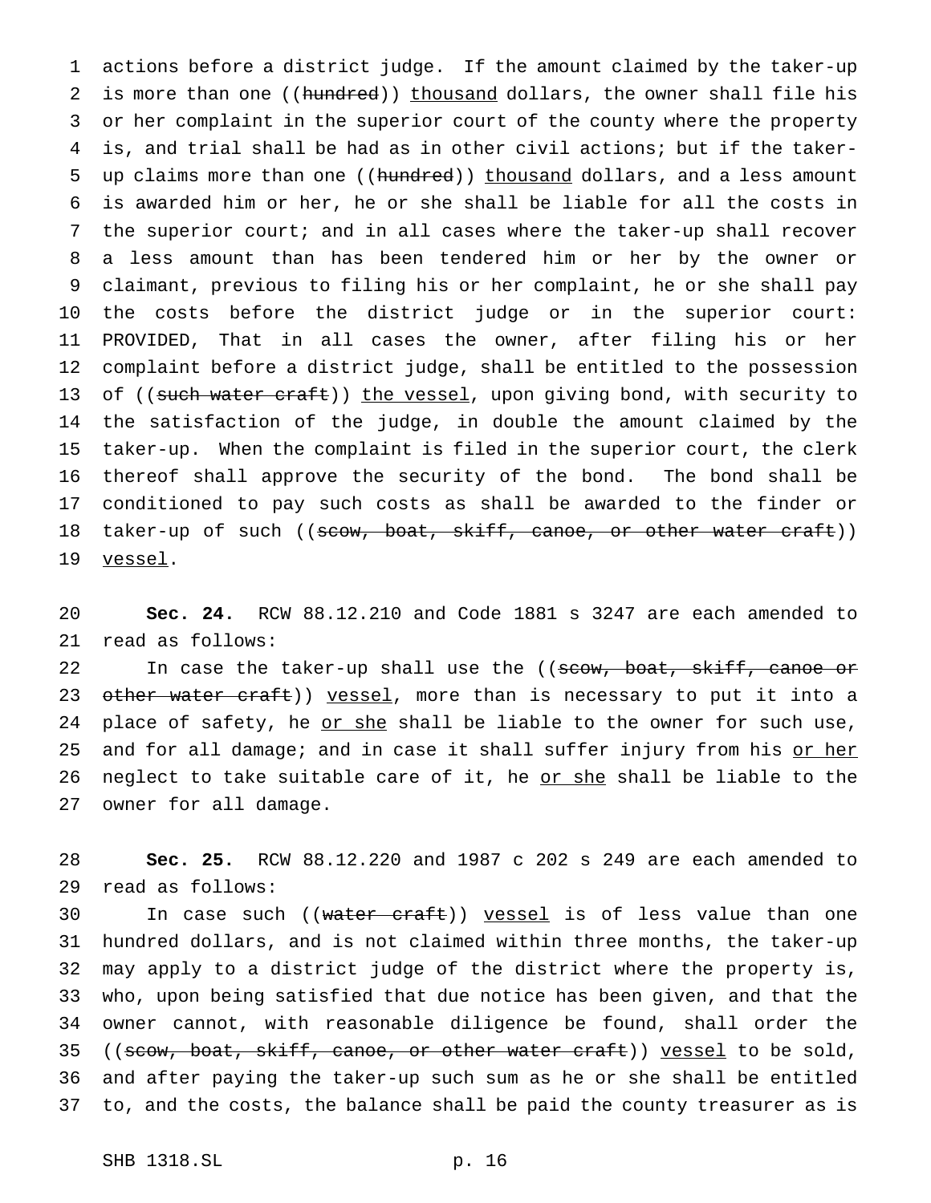actions before a district judge. If the amount claimed by the taker-up is more than one ((~~hundred~~)) <u>thousand</u> dollars, the owner shall file his or her complaint in the superior court of the county where the property is, and trial shall be had as in other civil actions; but if the taker-up claims more than one ((~~hundred~~)) <u>thousand</u> dollars, and a less amount is awarded him or her, he or she shall be liable for all the costs in the superior court; and in all cases where the taker-up shall recover a less amount than has been tendered him or her by the owner or claimant, previous to filing his or her complaint, he or she shall pay the costs before the district judge or in the superior court: PROVIDED, That in all cases the owner, after filing his or her complaint before a district judge, shall be entitled to the possession of ((~~such water craft~~)) <u>the vessel</u>, upon giving bond, with security to the satisfaction of the judge, in double the amount claimed by the taker-up. When the complaint is filed in the superior court, the clerk thereof shall approve the security of the bond. The bond shall be conditioned to pay such costs as shall be awarded to the finder or taker-up of such ((~~scow, boat, skiff, canoe, or other water craft~~)) <u>vessel</u>.

**Sec. 24.** RCW 88.12.210 and Code 1881 s 3247 are each amended to read as follows:

In case the taker-up shall use the ((~~scow, boat, skiff, canoe or other water craft~~)) <u>vessel</u>, more than is necessary to put it into a place of safety, he <u>or she</u> shall be liable to the owner for such use, and for all damage; and in case it shall suffer injury from his <u>or her</u> neglect to take suitable care of it, he <u>or she</u> shall be liable to the owner for all damage.

**Sec. 25.** RCW 88.12.220 and 1987 c 202 s 249 are each amended to read as follows:

In case such ((~~water craft~~)) <u>vessel</u> is of less value than one hundred dollars, and is not claimed within three months, the taker-up may apply to a district judge of the district where the property is, who, upon being satisfied that due notice has been given, and that the owner cannot, with reasonable diligence be found, shall order the ((~~scow, boat, skiff, canoe, or other water craft~~)) <u>vessel</u> to be sold, and after paying the taker-up such sum as he or she shall be entitled to, and the costs, the balance shall be paid the county treasurer as is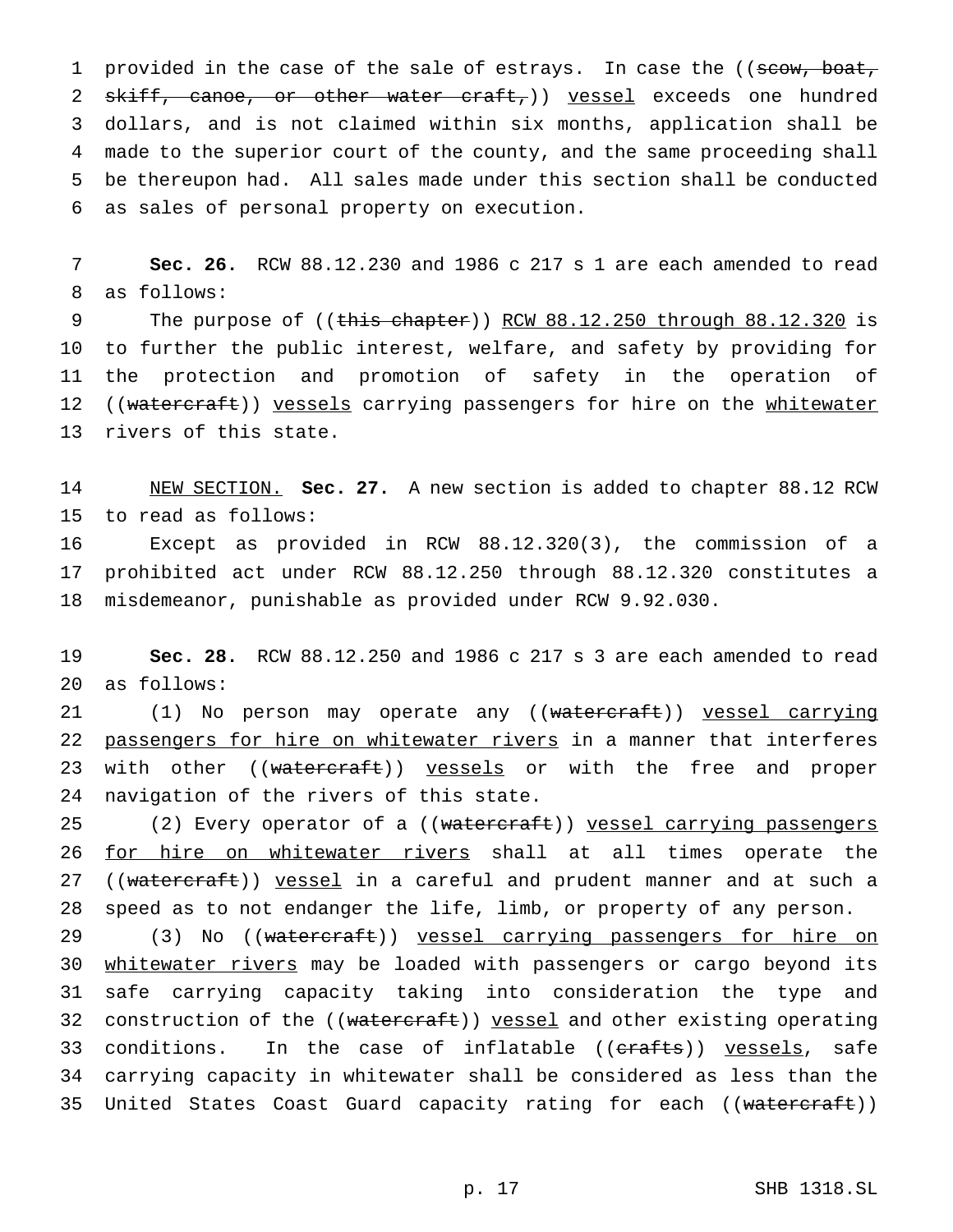provided in the case of the sale of estrays. In case the ((~~scow, boat, skiff, canoe, or other water craft,~~)) vessel exceeds one hundred dollars, and is not claimed within six months, application shall be made to the superior court of the county, and the same proceeding shall be thereupon had. All sales made under this section shall be conducted as sales of personal property on execution.

**Sec. 26.** RCW 88.12.230 and 1986 c 217 s 1 are each amended to read as follows:

The purpose of ((~~this chapter~~)) RCW 88.12.250 through 88.12.320 is to further the public interest, welfare, and safety by providing for the protection and promotion of safety in the operation of ((~~watercraft~~)) vessels carrying passengers for hire on the whitewater rivers of this state.

NEW SECTION. **Sec. 27.** A new section is added to chapter 88.12 RCW to read as follows:

Except as provided in RCW 88.12.320(3), the commission of a prohibited act under RCW 88.12.250 through 88.12.320 constitutes a misdemeanor, punishable as provided under RCW 9.92.030.

**Sec. 28.** RCW 88.12.250 and 1986 c 217 s 3 are each amended to read as follows:

(1) No person may operate any ((~~watercraft~~)) vessel carrying passengers for hire on whitewater rivers in a manner that interferes with other ((~~watercraft~~)) vessels or with the free and proper navigation of the rivers of this state.

(2) Every operator of a ((~~watercraft~~)) vessel carrying passengers for hire on whitewater rivers shall at all times operate the ((~~watercraft~~)) vessel in a careful and prudent manner and at such a speed as to not endanger the life, limb, or property of any person.

(3) No ((~~watercraft~~)) vessel carrying passengers for hire on whitewater rivers may be loaded with passengers or cargo beyond its safe carrying capacity taking into consideration the type and construction of the ((~~watercraft~~)) vessel and other existing operating conditions. In the case of inflatable ((~~crafts~~)) vessels, safe carrying capacity in whitewater shall be considered as less than the United States Coast Guard capacity rating for each ((~~watercraft~~))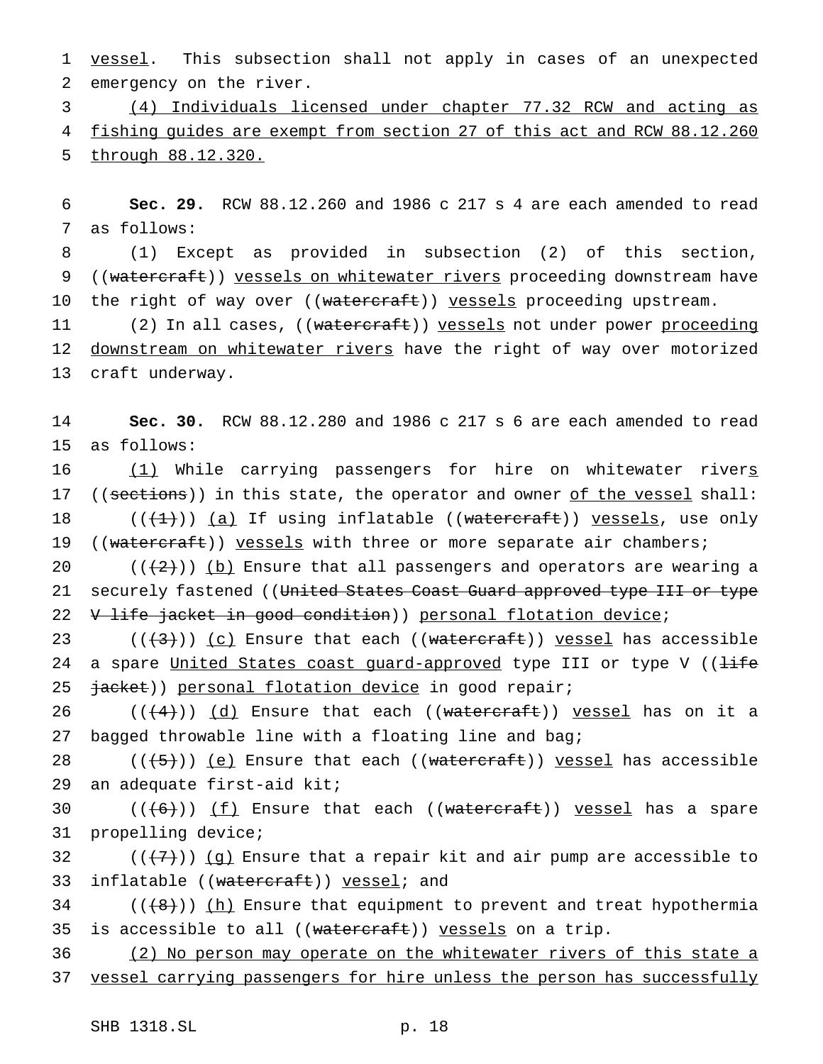vessel. This subsection shall not apply in cases of an unexpected emergency on the river.

(4) Individuals licensed under chapter 77.32 RCW and acting as fishing guides are exempt from section 27 of this act and RCW 88.12.260 through 88.12.320.

**Sec. 29.** RCW 88.12.260 and 1986 c 217 s 4 are each amended to read as follows:

(1) Except as provided in subsection (2) of this section, ((watercraft)) vessels on whitewater rivers proceeding downstream have the right of way over ((watercraft)) vessels proceeding upstream.

(2) In all cases, ((watercraft)) vessels not under power proceeding downstream on whitewater rivers have the right of way over motorized craft underway.

**Sec. 30.** RCW 88.12.280 and 1986 c 217 s 6 are each amended to read as follows:

(1) While carrying passengers for hire on whitewater rivers ((sections)) in this state, the operator and owner of the vessel shall:

(((1))) (a) If using inflatable ((watercraft)) vessels, use only ((watercraft)) vessels with three or more separate air chambers;

(((2))) (b) Ensure that all passengers and operators are wearing a securely fastened ((United States Coast Guard approved type III or type V life jacket in good condition)) personal flotation device;

(((3))) (c) Ensure that each ((watercraft)) vessel has accessible a spare United States coast guard-approved type III or type V ((life jacket)) personal flotation device in good repair;

(((4))) (d) Ensure that each ((watercraft)) vessel has on it a bagged throwable line with a floating line and bag;

(((5))) (e) Ensure that each ((watercraft)) vessel has accessible an adequate first-aid kit;

(((6))) (f) Ensure that each ((watercraft)) vessel has a spare propelling device;

(((7))) (g) Ensure that a repair kit and air pump are accessible to inflatable ((watercraft)) vessel; and

(((8))) (h) Ensure that equipment to prevent and treat hypothermia is accessible to all ((watercraft)) vessels on a trip.

(2) No person may operate on the whitewater rivers of this state a vessel carrying passengers for hire unless the person has successfully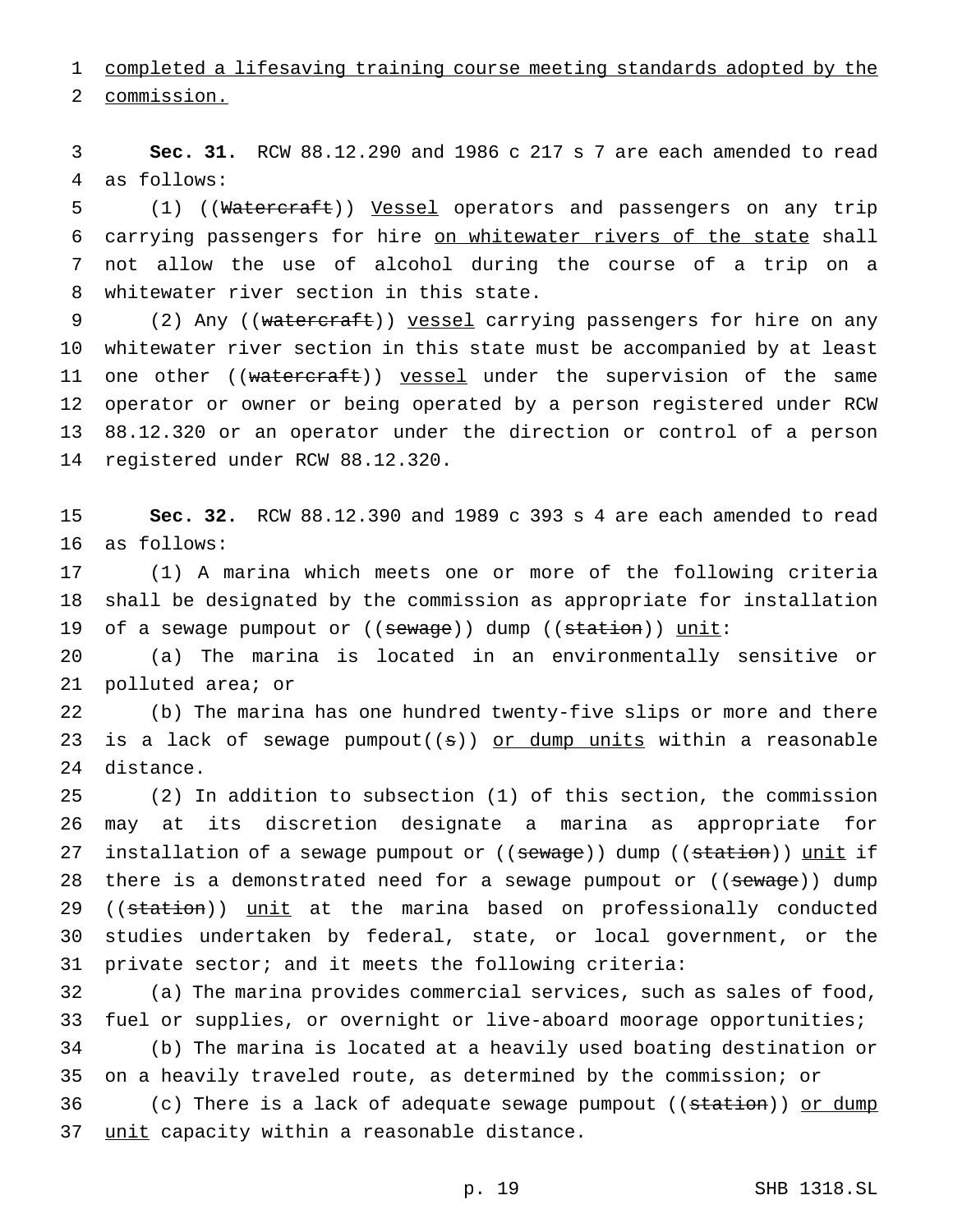completed a lifesaving training course meeting standards adopted by the commission.

**Sec. 31.** RCW 88.12.290 and 1986 c 217 s 7 are each amended to read as follows:

(1) ((~~Watercraft~~)) Vessel operators and passengers on any trip carrying passengers for hire on whitewater rivers of the state shall not allow the use of alcohol during the course of a trip on a whitewater river section in this state.

(2) Any ((~~watercraft~~)) vessel carrying passengers for hire on any whitewater river section in this state must be accompanied by at least one other ((~~watercraft~~)) vessel under the supervision of the same operator or owner or being operated by a person registered under RCW 88.12.320 or an operator under the direction or control of a person registered under RCW 88.12.320.

**Sec. 32.** RCW 88.12.390 and 1989 c 393 s 4 are each amended to read as follows:

(1) A marina which meets one or more of the following criteria shall be designated by the commission as appropriate for installation of a sewage pumpout or ((~~sewage~~)) dump ((~~station~~)) unit:

(a) The marina is located in an environmentally sensitive or polluted area; or

(b) The marina has one hundred twenty-five slips or more and there is a lack of sewage pumpout((~~s~~)) or dump units within a reasonable distance.

(2) In addition to subsection (1) of this section, the commission may at its discretion designate a marina as appropriate for installation of a sewage pumpout or ((~~sewage~~)) dump ((~~station~~)) unit if there is a demonstrated need for a sewage pumpout or ((~~sewage~~)) dump ((~~station~~)) unit at the marina based on professionally conducted studies undertaken by federal, state, or local government, or the private sector; and it meets the following criteria:

(a) The marina provides commercial services, such as sales of food, fuel or supplies, or overnight or live-aboard moorage opportunities;

(b) The marina is located at a heavily used boating destination or on a heavily traveled route, as determined by the commission; or

(c) There is a lack of adequate sewage pumpout ((~~station~~)) or dump unit capacity within a reasonable distance.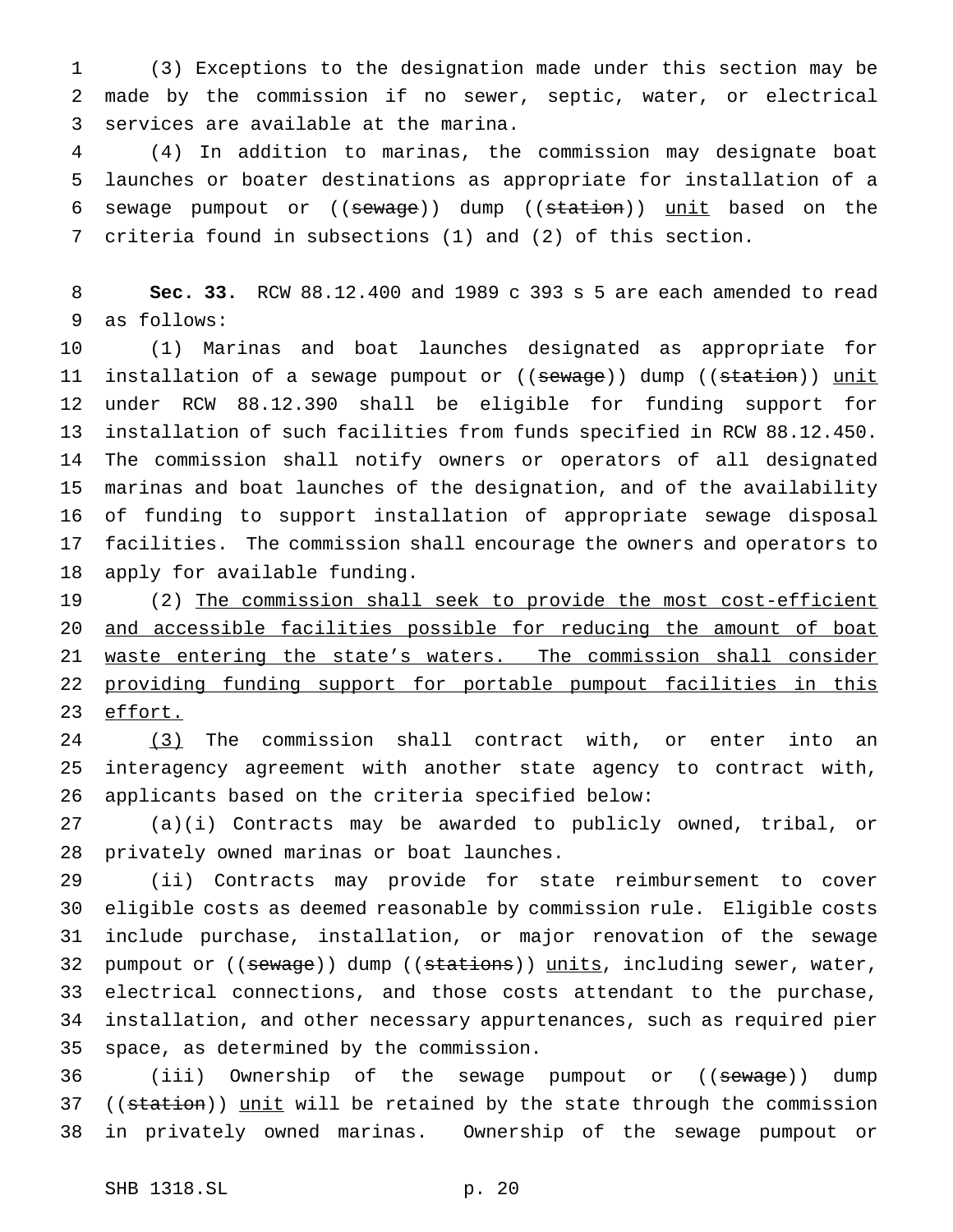(3) Exceptions to the designation made under this section may be made by the commission if no sewer, septic, water, or electrical services are available at the marina.

(4) In addition to marinas, the commission may designate boat launches or boater destinations as appropriate for installation of a sewage pumpout or ((~~sewage~~)) dump ((~~station~~)) unit based on the criteria found in subsections (1) and (2) of this section.

**Sec. 33.** RCW 88.12.400 and 1989 c 393 s 5 are each amended to read as follows:

(1) Marinas and boat launches designated as appropriate for installation of a sewage pumpout or ((~~sewage~~)) dump ((~~station~~)) unit under RCW 88.12.390 shall be eligible for funding support for installation of such facilities from funds specified in RCW 88.12.450. The commission shall notify owners or operators of all designated marinas and boat launches of the designation, and of the availability of funding to support installation of appropriate sewage disposal facilities. The commission shall encourage the owners and operators to apply for available funding.

(2) The commission shall seek to provide the most cost-efficient and accessible facilities possible for reducing the amount of boat waste entering the state's waters. The commission shall consider providing funding support for portable pumpout facilities in this effort.

(3) The commission shall contract with, or enter into an interagency agreement with another state agency to contract with, applicants based on the criteria specified below:

(a)(i) Contracts may be awarded to publicly owned, tribal, or privately owned marinas or boat launches.

(ii) Contracts may provide for state reimbursement to cover eligible costs as deemed reasonable by commission rule. Eligible costs include purchase, installation, or major renovation of the sewage pumpout or ((~~sewage~~)) dump ((~~stations~~)) units, including sewer, water, electrical connections, and those costs attendant to the purchase, installation, and other necessary appurtenances, such as required pier space, as determined by the commission.

(iii) Ownership of the sewage pumpout or ((~~sewage~~)) dump ((~~station~~)) unit will be retained by the state through the commission in privately owned marinas. Ownership of the sewage pumpout or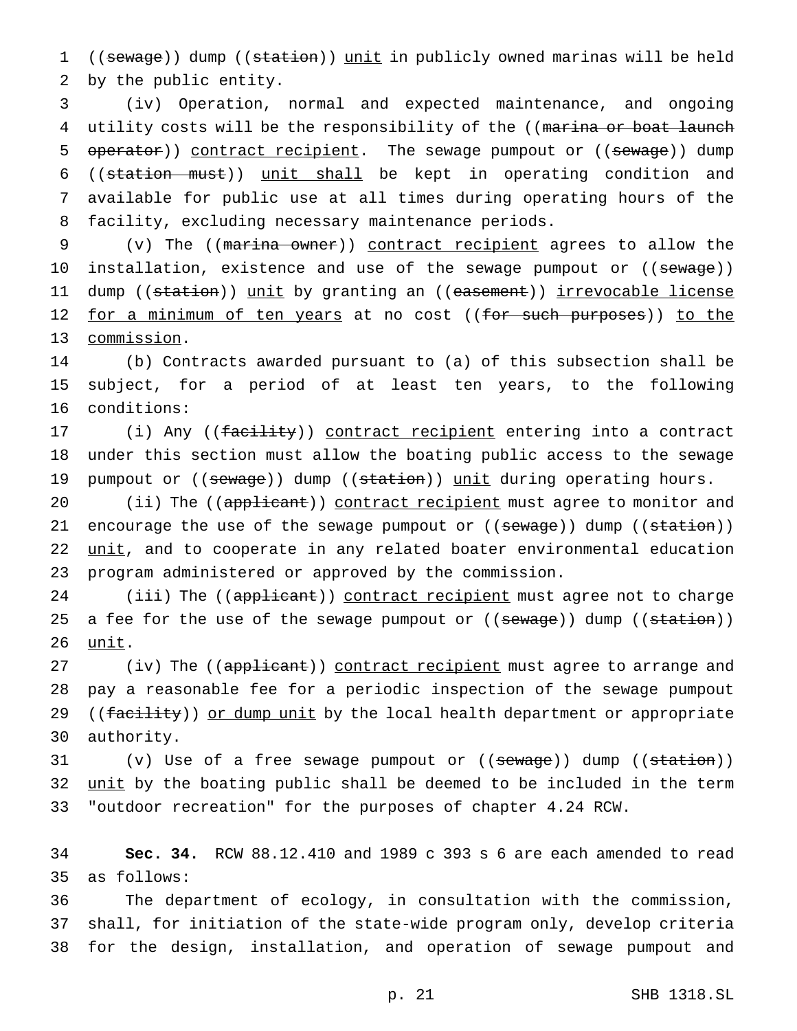((~~sewage~~)) dump ((~~station~~)) <u>unit</u> in publicly owned marinas will be held by the public entity.

(iv) Operation, normal and expected maintenance, and ongoing utility costs will be the responsibility of the ((~~marina or boat launch operator~~)) <u>contract recipient</u>. The sewage pumpout or ((~~sewage~~)) dump ((~~station must~~)) <u>unit shall</u> be kept in operating condition and available for public use at all times during operating hours of the facility, excluding necessary maintenance periods.

(v) The ((~~marina owner~~)) <u>contract recipient</u> agrees to allow the installation, existence and use of the sewage pumpout or ((~~sewage~~)) dump ((~~station~~)) <u>unit</u> by granting an ((~~easement~~)) <u>irrevocable license for a minimum of ten years</u> at no cost ((~~for such purposes~~)) <u>to the commission</u>.

(b) Contracts awarded pursuant to (a) of this subsection shall be subject, for a period of at least ten years, to the following conditions:

(i) Any ((~~facility~~)) <u>contract recipient</u> entering into a contract under this section must allow the boating public access to the sewage pumpout or ((~~sewage~~)) dump ((~~station~~)) <u>unit</u> during operating hours.

(ii) The ((~~applicant~~)) <u>contract recipient</u> must agree to monitor and encourage the use of the sewage pumpout or ((~~sewage~~)) dump ((~~station~~)) <u>unit</u>, and to cooperate in any related boater environmental education program administered or approved by the commission.

(iii) The ((~~applicant~~)) <u>contract recipient</u> must agree not to charge a fee for the use of the sewage pumpout or ((~~sewage~~)) dump ((~~station~~)) <u>unit</u>.

(iv) The ((~~applicant~~)) <u>contract recipient</u> must agree to arrange and pay a reasonable fee for a periodic inspection of the sewage pumpout ((~~facility~~)) <u>or dump unit</u> by the local health department or appropriate authority.

(v) Use of a free sewage pumpout or ((~~sewage~~)) dump ((~~station~~)) <u>unit</u> by the boating public shall be deemed to be included in the term "outdoor recreation" for the purposes of chapter 4.24 RCW.

**Sec. 34.** RCW 88.12.410 and 1989 c 393 s 6 are each amended to read as follows:

The department of ecology, in consultation with the commission, shall, for initiation of the state-wide program only, develop criteria for the design, installation, and operation of sewage pumpout and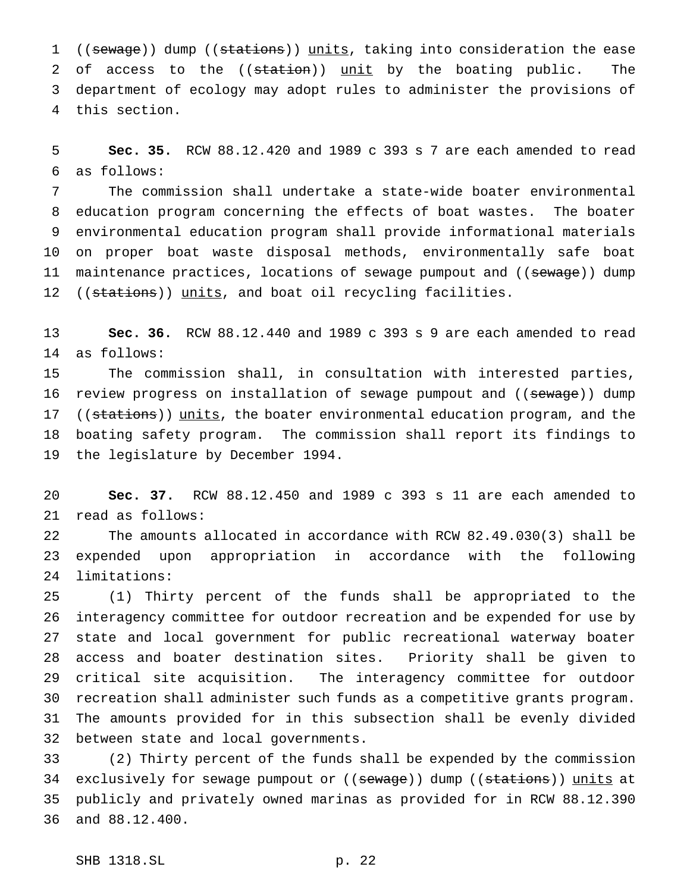((~~sewage~~)) dump ((~~stations~~)) <u>units</u>, taking into consideration the ease of access to the ((~~station~~)) <u>unit</u> by the boating public. The department of ecology may adopt rules to administer the provisions of this section.

**Sec. 35.** RCW 88.12.420 and 1989 c 393 s 7 are each amended to read as follows:

The commission shall undertake a state-wide boater environmental education program concerning the effects of boat wastes. The boater environmental education program shall provide informational materials on proper boat waste disposal methods, environmentally safe boat maintenance practices, locations of sewage pumpout and ((~~sewage~~)) dump ((~~stations~~)) <u>units</u>, and boat oil recycling facilities.

**Sec. 36.** RCW 88.12.440 and 1989 c 393 s 9 are each amended to read as follows:

The commission shall, in consultation with interested parties, review progress on installation of sewage pumpout and ((~~sewage~~)) dump ((~~stations~~)) <u>units</u>, the boater environmental education program, and the boating safety program. The commission shall report its findings to the legislature by December 1994.

**Sec. 37.** RCW 88.12.450 and 1989 c 393 s 11 are each amended to read as follows:

The amounts allocated in accordance with RCW 82.49.030(3) shall be expended upon appropriation in accordance with the following limitations:

(1) Thirty percent of the funds shall be appropriated to the interagency committee for outdoor recreation and be expended for use by state and local government for public recreational waterway boater access and boater destination sites. Priority shall be given to critical site acquisition. The interagency committee for outdoor recreation shall administer such funds as a competitive grants program. The amounts provided for in this subsection shall be evenly divided between state and local governments.

(2) Thirty percent of the funds shall be expended by the commission exclusively for sewage pumpout or ((~~sewage~~)) dump ((~~stations~~)) <u>units</u> at publicly and privately owned marinas as provided for in RCW 88.12.390 and 88.12.400.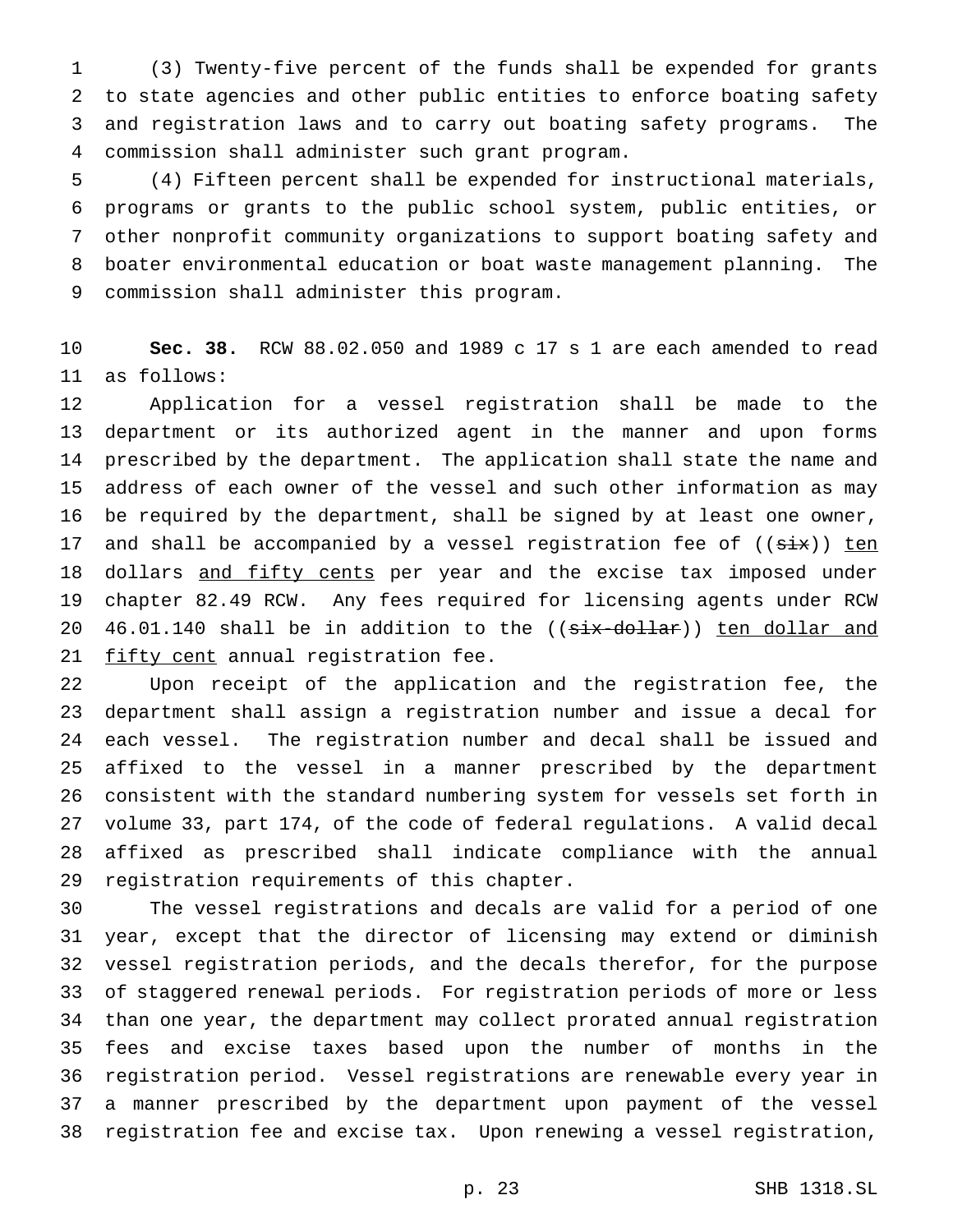(3) Twenty-five percent of the funds shall be expended for grants to state agencies and other public entities to enforce boating safety and registration laws and to carry out boating safety programs. The commission shall administer such grant program.

(4) Fifteen percent shall be expended for instructional materials, programs or grants to the public school system, public entities, or other nonprofit community organizations to support boating safety and boater environmental education or boat waste management planning. The commission shall administer this program.

**Sec. 38.** RCW 88.02.050 and 1989 c 17 s 1 are each amended to read as follows:

Application for a vessel registration shall be made to the department or its authorized agent in the manner and upon forms prescribed by the department. The application shall state the name and address of each owner of the vessel and such other information as may be required by the department, shall be signed by at least one owner, and shall be accompanied by a vessel registration fee of ((~~six~~)) <u>ten</u> dollars <u>and fifty cents</u> per year and the excise tax imposed under chapter 82.49 RCW. Any fees required for licensing agents under RCW 46.01.140 shall be in addition to the ((~~six-dollar~~)) <u>ten dollar and fifty cent</u> annual registration fee.

Upon receipt of the application and the registration fee, the department shall assign a registration number and issue a decal for each vessel. The registration number and decal shall be issued and affixed to the vessel in a manner prescribed by the department consistent with the standard numbering system for vessels set forth in volume 33, part 174, of the code of federal regulations. A valid decal affixed as prescribed shall indicate compliance with the annual registration requirements of this chapter.

The vessel registrations and decals are valid for a period of one year, except that the director of licensing may extend or diminish vessel registration periods, and the decals therefor, for the purpose of staggered renewal periods. For registration periods of more or less than one year, the department may collect prorated annual registration fees and excise taxes based upon the number of months in the registration period. Vessel registrations are renewable every year in a manner prescribed by the department upon payment of the vessel registration fee and excise tax. Upon renewing a vessel registration,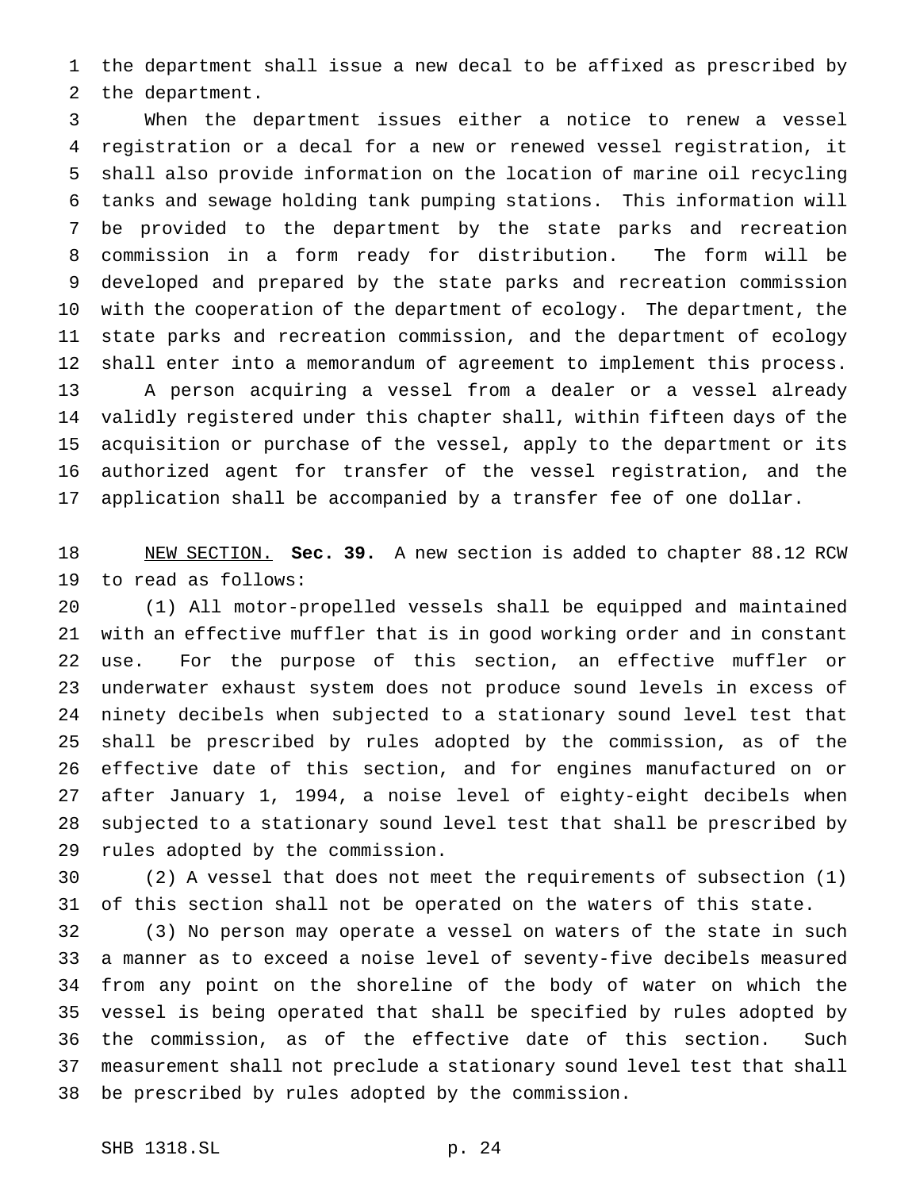the department shall issue a new decal to be affixed as prescribed by the department.

When the department issues either a notice to renew a vessel registration or a decal for a new or renewed vessel registration, it shall also provide information on the location of marine oil recycling tanks and sewage holding tank pumping stations. This information will be provided to the department by the state parks and recreation commission in a form ready for distribution. The form will be developed and prepared by the state parks and recreation commission with the cooperation of the department of ecology. The department, the state parks and recreation commission, and the department of ecology shall enter into a memorandum of agreement to implement this process.

A person acquiring a vessel from a dealer or a vessel already validly registered under this chapter shall, within fifteen days of the acquisition or purchase of the vessel, apply to the department or its authorized agent for transfer of the vessel registration, and the application shall be accompanied by a transfer fee of one dollar.

NEW SECTION. **Sec. 39.** A new section is added to chapter 88.12 RCW to read as follows:

(1) All motor-propelled vessels shall be equipped and maintained with an effective muffler that is in good working order and in constant use. For the purpose of this section, an effective muffler or underwater exhaust system does not produce sound levels in excess of ninety decibels when subjected to a stationary sound level test that shall be prescribed by rules adopted by the commission, as of the effective date of this section, and for engines manufactured on or after January 1, 1994, a noise level of eighty-eight decibels when subjected to a stationary sound level test that shall be prescribed by rules adopted by the commission.

(2) A vessel that does not meet the requirements of subsection (1) of this section shall not be operated on the waters of this state.

(3) No person may operate a vessel on waters of the state in such a manner as to exceed a noise level of seventy-five decibels measured from any point on the shoreline of the body of water on which the vessel is being operated that shall be specified by rules adopted by the commission, as of the effective date of this section. Such measurement shall not preclude a stationary sound level test that shall be prescribed by rules adopted by the commission.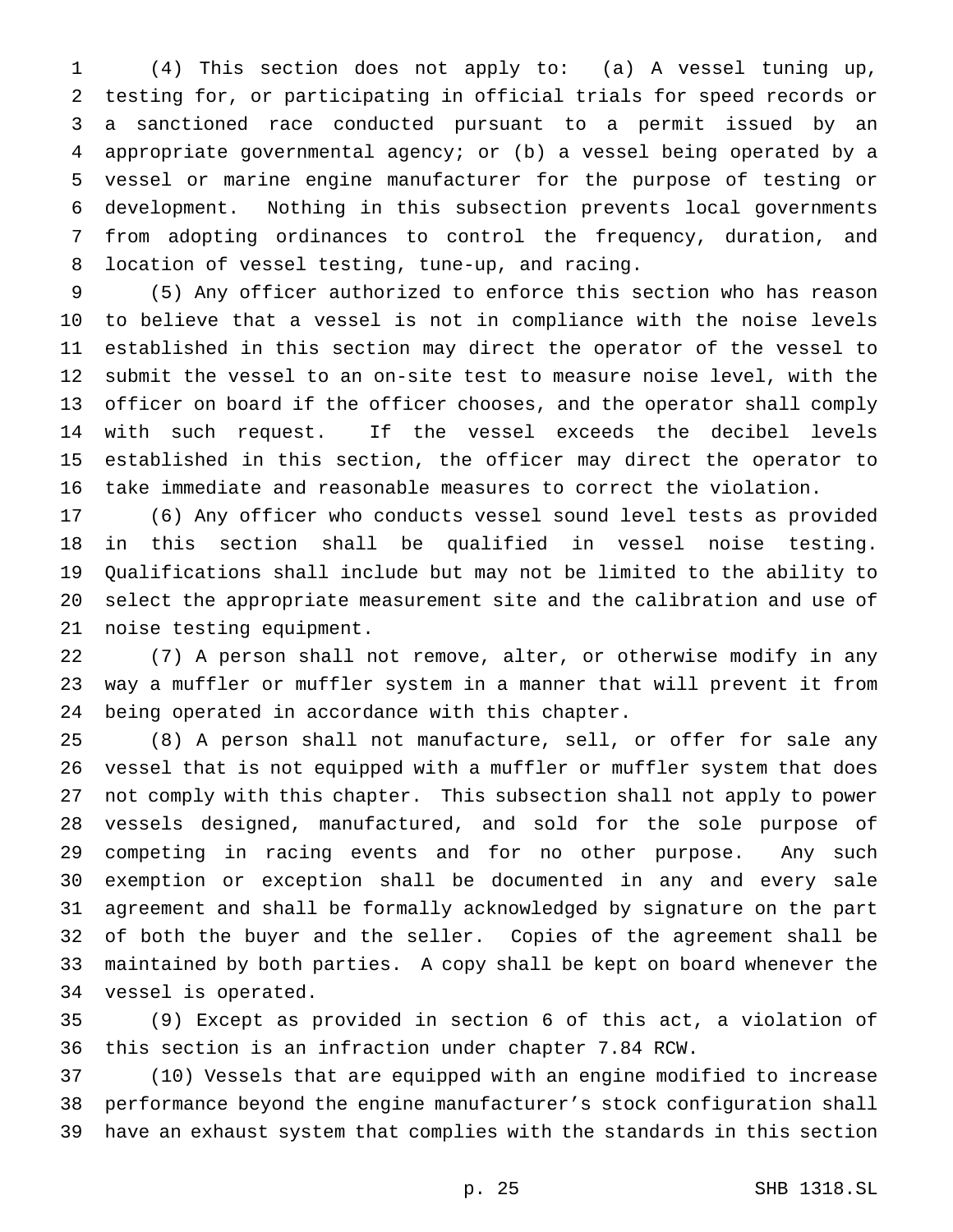(4) This section does not apply to: (a) A vessel tuning up, testing for, or participating in official trials for speed records or a sanctioned race conducted pursuant to a permit issued by an appropriate governmental agency; or (b) a vessel being operated by a vessel or marine engine manufacturer for the purpose of testing or development. Nothing in this subsection prevents local governments from adopting ordinances to control the frequency, duration, and location of vessel testing, tune-up, and racing.

(5) Any officer authorized to enforce this section who has reason to believe that a vessel is not in compliance with the noise levels established in this section may direct the operator of the vessel to submit the vessel to an on-site test to measure noise level, with the officer on board if the officer chooses, and the operator shall comply with such request. If the vessel exceeds the decibel levels established in this section, the officer may direct the operator to take immediate and reasonable measures to correct the violation.

(6) Any officer who conducts vessel sound level tests as provided in this section shall be qualified in vessel noise testing. Qualifications shall include but may not be limited to the ability to select the appropriate measurement site and the calibration and use of noise testing equipment.

(7) A person shall not remove, alter, or otherwise modify in any way a muffler or muffler system in a manner that will prevent it from being operated in accordance with this chapter.

(8) A person shall not manufacture, sell, or offer for sale any vessel that is not equipped with a muffler or muffler system that does not comply with this chapter. This subsection shall not apply to power vessels designed, manufactured, and sold for the sole purpose of competing in racing events and for no other purpose. Any such exemption or exception shall be documented in any and every sale agreement and shall be formally acknowledged by signature on the part of both the buyer and the seller. Copies of the agreement shall be maintained by both parties. A copy shall be kept on board whenever the vessel is operated.

(9) Except as provided in section 6 of this act, a violation of this section is an infraction under chapter 7.84 RCW.

(10) Vessels that are equipped with an engine modified to increase performance beyond the engine manufacturer's stock configuration shall have an exhaust system that complies with the standards in this section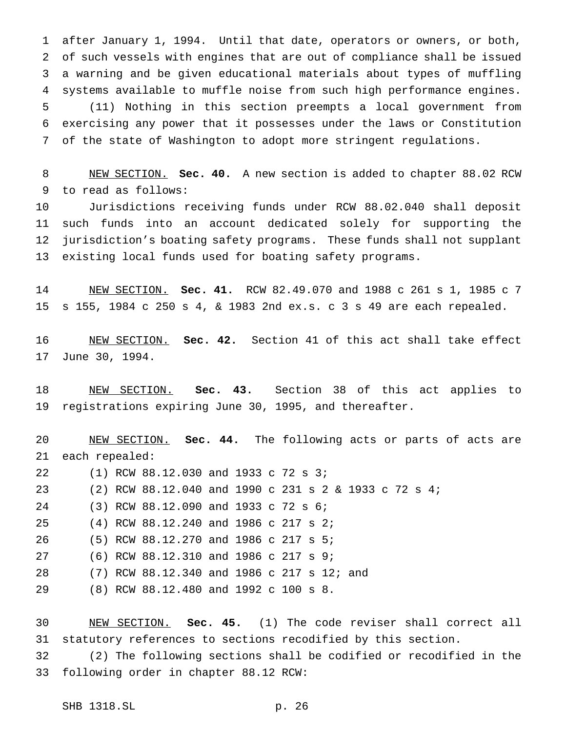after January 1, 1994. Until that date, operators or owners, or both, of such vessels with engines that are out of compliance shall be issued a warning and be given educational materials about types of muffling systems available to muffle noise from such high performance engines.

(11) Nothing in this section preempts a local government from exercising any power that it possesses under the laws or Constitution of the state of Washington to adopt more stringent regulations.

NEW SECTION. **Sec. 40.** A new section is added to chapter 88.02 RCW to read as follows:

Jurisdictions receiving funds under RCW 88.02.040 shall deposit such funds into an account dedicated solely for supporting the jurisdiction's boating safety programs. These funds shall not supplant existing local funds used for boating safety programs.

NEW SECTION. **Sec. 41.** RCW 82.49.070 and 1988 c 261 s 1, 1985 c 7 s 155, 1984 c 250 s 4, & 1983 2nd ex.s. c 3 s 49 are each repealed.

NEW SECTION. **Sec. 42.** Section 41 of this act shall take effect June 30, 1994.

NEW SECTION. **Sec. 43.** Section 38 of this act applies to registrations expiring June 30, 1995, and thereafter.

NEW SECTION. **Sec. 44.** The following acts or parts of acts are each repealed:

(1) RCW 88.12.030 and 1933 c 72 s 3;

(2) RCW 88.12.040 and 1990 c 231 s 2 & 1933 c 72 s 4;

(3) RCW 88.12.090 and 1933 c 72 s 6;

(4) RCW 88.12.240 and 1986 c 217 s 2;

(5) RCW 88.12.270 and 1986 c 217 s 5;

(6) RCW 88.12.310 and 1986 c 217 s 9;

(7) RCW 88.12.340 and 1986 c 217 s 12; and

(8) RCW 88.12.480 and 1992 c 100 s 8.

NEW SECTION. **Sec. 45.** (1) The code reviser shall correct all statutory references to sections recodified by this section.

(2) The following sections shall be codified or recodified in the following order in chapter 88.12 RCW: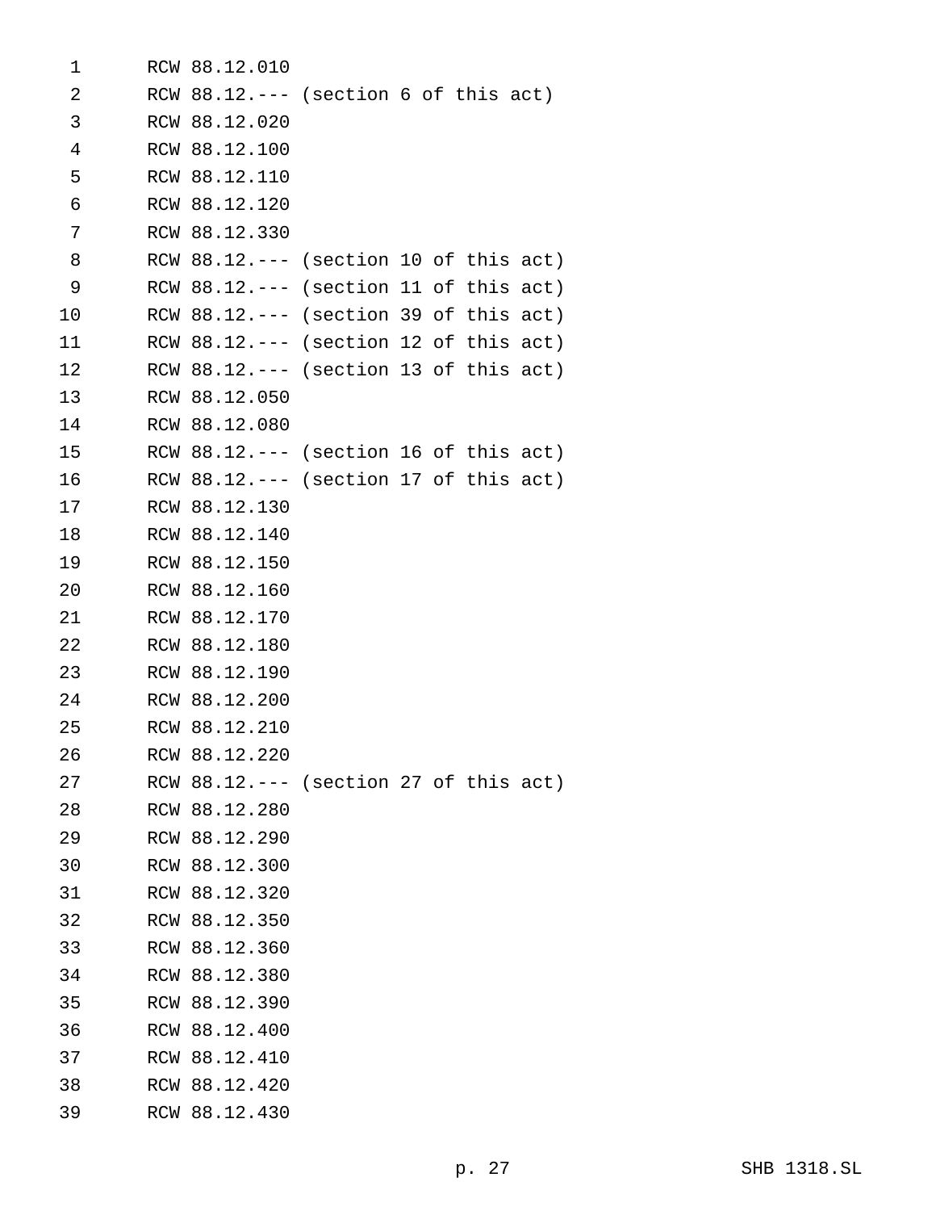RCW 88.12.010
RCW 88.12.--- (section 6 of this act)
RCW 88.12.020
RCW 88.12.100
RCW 88.12.110
RCW 88.12.120
RCW 88.12.330
RCW 88.12.--- (section 10 of this act)
RCW 88.12.--- (section 11 of this act)
RCW 88.12.--- (section 39 of this act)
RCW 88.12.--- (section 12 of this act)
RCW 88.12.--- (section 13 of this act)
RCW 88.12.050
RCW 88.12.080
RCW 88.12.--- (section 16 of this act)
RCW 88.12.--- (section 17 of this act)
RCW 88.12.130
RCW 88.12.140
RCW 88.12.150
RCW 88.12.160
RCW 88.12.170
RCW 88.12.180
RCW 88.12.190
RCW 88.12.200
RCW 88.12.210
RCW 88.12.220
RCW 88.12.--- (section 27 of this act)
RCW 88.12.280
RCW 88.12.290
RCW 88.12.300
RCW 88.12.320
RCW 88.12.350
RCW 88.12.360
RCW 88.12.380
RCW 88.12.390
RCW 88.12.400
RCW 88.12.410
RCW 88.12.420
RCW 88.12.430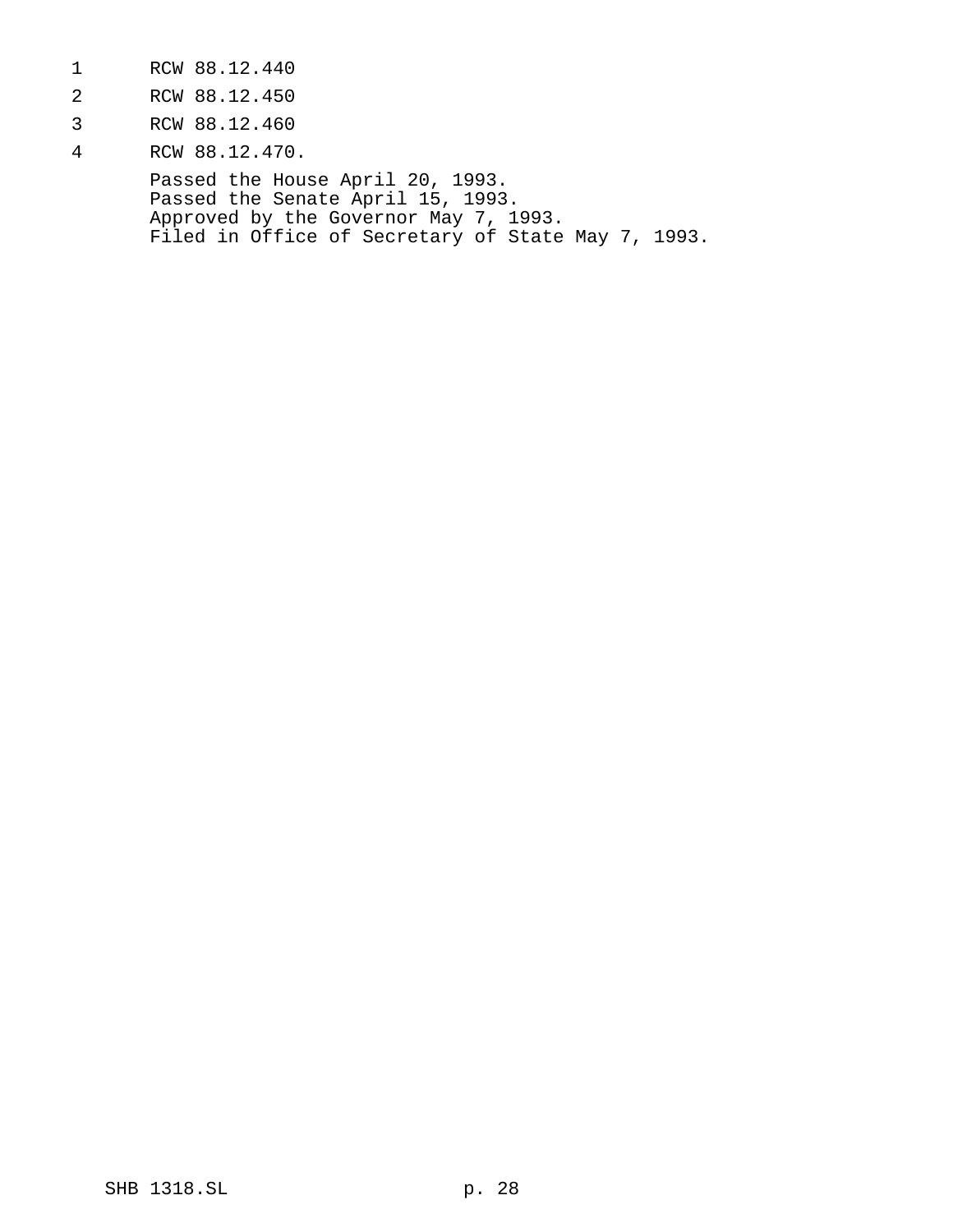RCW 88.12.440

RCW 88.12.450

RCW 88.12.460

RCW 88.12.470.

Passed the House April 20, 1993.
Passed the Senate April 15, 1993.
Approved by the Governor May 7, 1993.
Filed in Office of Secretary of State May 7, 1993.